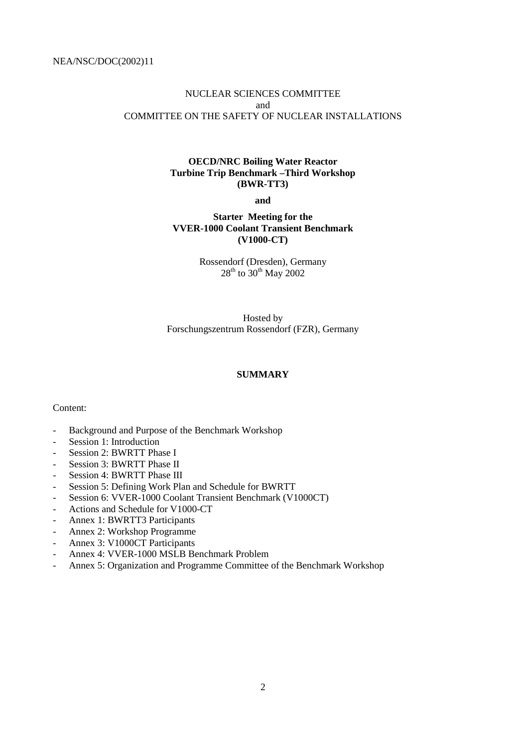NEA/NSC/DOC(2002)11

NUCLEAR SCIENCES COMMITTEE
and
COMMITTEE ON THE SAFETY OF NUCLEAR INSTALLATIONS

**OECD/NRC Boiling Water Reactor Turbine Trip Benchmark –Third Workshop (BWR-TT3)**

**and**

**Starter Meeting for the VVER-1000 Coolant Transient Benchmark (V1000-CT)**

Rossendorf (Dresden), Germany
28th to 30th May 2002

Hosted by
Forschungszentrum Rossendorf (FZR), Germany

## SUMMARY

Content:

- Background and Purpose of the Benchmark Workshop
- Session 1: Introduction
- Session 2: BWRTT Phase I
- Session 3: BWRTT Phase II
- Session 4: BWRTT Phase III
- Session 5: Defining Work Plan and Schedule for BWRTT
- Session 6: VVER-1000 Coolant Transient Benchmark (V1000CT)
- Actions and Schedule for V1000-CT
- Annex 1: BWRTT3 Participants
- Annex 2: Workshop Programme
- Annex 3: V1000CT Participants
- Annex 4: VVER-1000 MSLB Benchmark Problem
- Annex 5: Organization and Programme Committee of the Benchmark Workshop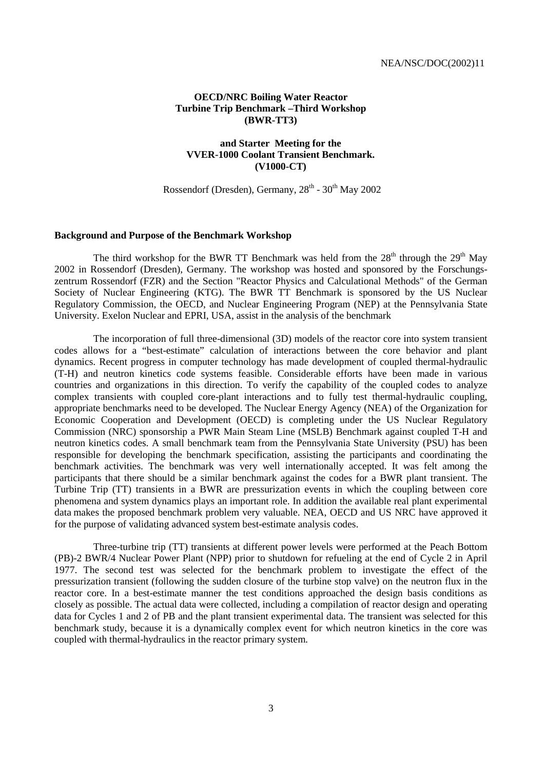# OECD/NRC Boiling Water Reactor Turbine Trip Benchmark –Third Workshop (BWR-TT3)

## and Starter Meeting for the VVER-1000 Coolant Transient Benchmark. (V1000-CT)

Rossendorf (Dresden), Germany, 28th - 30th May 2002

### Background and Purpose of the Benchmark Workshop

The third workshop for the BWR TT Benchmark was held from the 28th through the 29th May 2002 in Rossendorf (Dresden), Germany. The workshop was hosted and sponsored by the Forschungszentrum Rossendorf (FZR) and the Section "Reactor Physics and Calculational Methods" of the German Society of Nuclear Engineering (KTG). The BWR TT Benchmark is sponsored by the US Nuclear Regulatory Commission, the OECD, and Nuclear Engineering Program (NEP) at the Pennsylvania State University. Exelon Nuclear and EPRI, USA, assist in the analysis of the benchmark

The incorporation of full three-dimensional (3D) models of the reactor core into system transient codes allows for a "best-estimate" calculation of interactions between the core behavior and plant dynamics. Recent progress in computer technology has made development of coupled thermal-hydraulic (T-H) and neutron kinetics code systems feasible. Considerable efforts have been made in various countries and organizations in this direction. To verify the capability of the coupled codes to analyze complex transients with coupled core-plant interactions and to fully test thermal-hydraulic coupling, appropriate benchmarks need to be developed. The Nuclear Energy Agency (NEA) of the Organization for Economic Cooperation and Development (OECD) is completing under the US Nuclear Regulatory Commission (NRC) sponsorship a PWR Main Steam Line (MSLB) Benchmark against coupled T-H and neutron kinetics codes. A small benchmark team from the Pennsylvania State University (PSU) has been responsible for developing the benchmark specification, assisting the participants and coordinating the benchmark activities. The benchmark was very well internationally accepted. It was felt among the participants that there should be a similar benchmark against the codes for a BWR plant transient. The Turbine Trip (TT) transients in a BWR are pressurization events in which the coupling between core phenomena and system dynamics plays an important role. In addition the available real plant experimental data makes the proposed benchmark problem very valuable. NEA, OECD and US NRC have approved it for the purpose of validating advanced system best-estimate analysis codes.

Three-turbine trip (TT) transients at different power levels were performed at the Peach Bottom (PB)-2 BWR/4 Nuclear Power Plant (NPP) prior to shutdown for refueling at the end of Cycle 2 in April 1977. The second test was selected for the benchmark problem to investigate the effect of the pressurization transient (following the sudden closure of the turbine stop valve) on the neutron flux in the reactor core. In a best-estimate manner the test conditions approached the design basis conditions as closely as possible. The actual data were collected, including a compilation of reactor design and operating data for Cycles 1 and 2 of PB and the plant transient experimental data. The transient was selected for this benchmark study, because it is a dynamically complex event for which neutron kinetics in the core was coupled with thermal-hydraulics in the reactor primary system.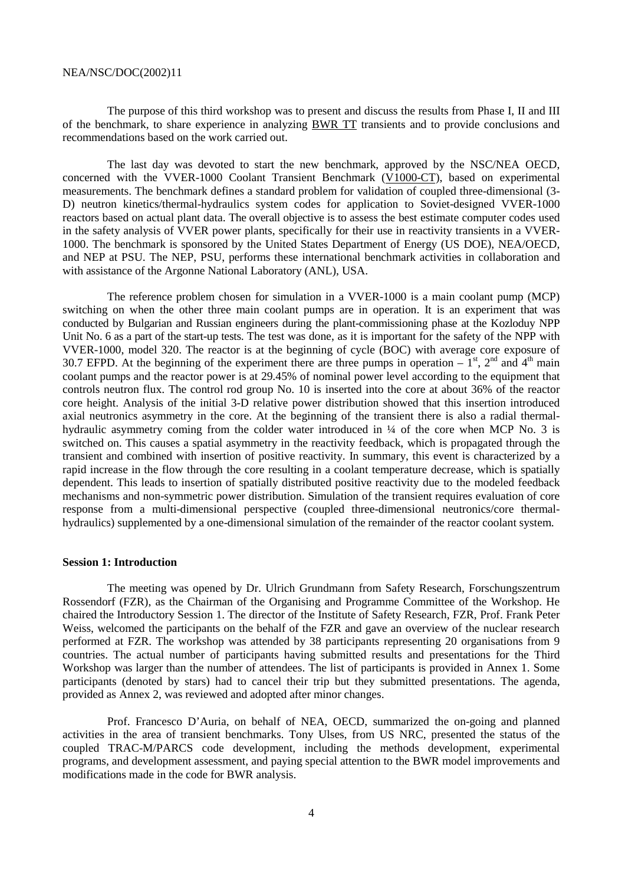The purpose of this third workshop was to present and discuss the results from Phase I, II and III of the benchmark, to share experience in analyzing BWR TT transients and to provide conclusions and recommendations based on the work carried out.

The last day was devoted to start the new benchmark, approved by the NSC/NEA OECD, concerned with the VVER-1000 Coolant Transient Benchmark (V1000-CT), based on experimental measurements. The benchmark defines a standard problem for validation of coupled three-dimensional (3-D) neutron kinetics/thermal-hydraulics system codes for application to Soviet-designed VVER-1000 reactors based on actual plant data. The overall objective is to assess the best estimate computer codes used in the safety analysis of VVER power plants, specifically for their use in reactivity transients in a VVER-1000. The benchmark is sponsored by the United States Department of Energy (US DOE), NEA/OECD, and NEP at PSU. The NEP, PSU, performs these international benchmark activities in collaboration and with assistance of the Argonne National Laboratory (ANL), USA.

The reference problem chosen for simulation in a VVER-1000 is a main coolant pump (MCP) switching on when the other three main coolant pumps are in operation. It is an experiment that was conducted by Bulgarian and Russian engineers during the plant-commissioning phase at the Kozloduy NPP Unit No. 6 as a part of the start-up tests. The test was done, as it is important for the safety of the NPP with VVER-1000, model 320. The reactor is at the beginning of cycle (BOC) with average core exposure of 30.7 EFPD. At the beginning of the experiment there are three pumps in operation – 1[st], 2[nd] and 4[th] main coolant pumps and the reactor power is at 29.45% of nominal power level according to the equipment that controls neutron flux. The control rod group No. 10 is inserted into the core at about 36% of the reactor core height. Analysis of the initial 3-D relative power distribution showed that this insertion introduced axial neutronics asymmetry in the core. At the beginning of the transient there is also a radial thermal-hydraulic asymmetry coming from the colder water introduced in ¼ of the core when MCP No. 3 is switched on. This causes a spatial asymmetry in the reactivity feedback, which is propagated through the transient and combined with insertion of positive reactivity. In summary, this event is characterized by a rapid increase in the flow through the core resulting in a coolant temperature decrease, which is spatially dependent. This leads to insertion of spatially distributed positive reactivity due to the modeled feedback mechanisms and non-symmetric power distribution. Simulation of the transient requires evaluation of core response from a multi-dimensional perspective (coupled three-dimensional neutronics/core thermal-hydraulics) supplemented by a one-dimensional simulation of the remainder of the reactor coolant system.

**Session 1: Introduction**

The meeting was opened by Dr. Ulrich Grundmann from Safety Research, Forschungszentrum Rossendorf (FZR), as the Chairman of the Organising and Programme Committee of the Workshop. He chaired the Introductory Session 1. The director of the Institute of Safety Research, FZR, Prof. Frank Peter Weiss, welcomed the participants on the behalf of the FZR and gave an overview of the nuclear research performed at FZR. The workshop was attended by 38 participants representing 20 organisations from 9 countries. The actual number of participants having submitted results and presentations for the Third Workshop was larger than the number of attendees. The list of participants is provided in Annex 1. Some participants (denoted by stars) had to cancel their trip but they submitted presentations. The agenda, provided as Annex 2, was reviewed and adopted after minor changes.

Prof. Francesco D'Auria, on behalf of NEA, OECD, summarized the on-going and planned activities in the area of transient benchmarks. Tony Ulses, from US NRC, presented the status of the coupled TRAC-M/PARCS code development, including the methods development, experimental programs, and development assessment, and paying special attention to the BWR model improvements and modifications made in the code for BWR analysis.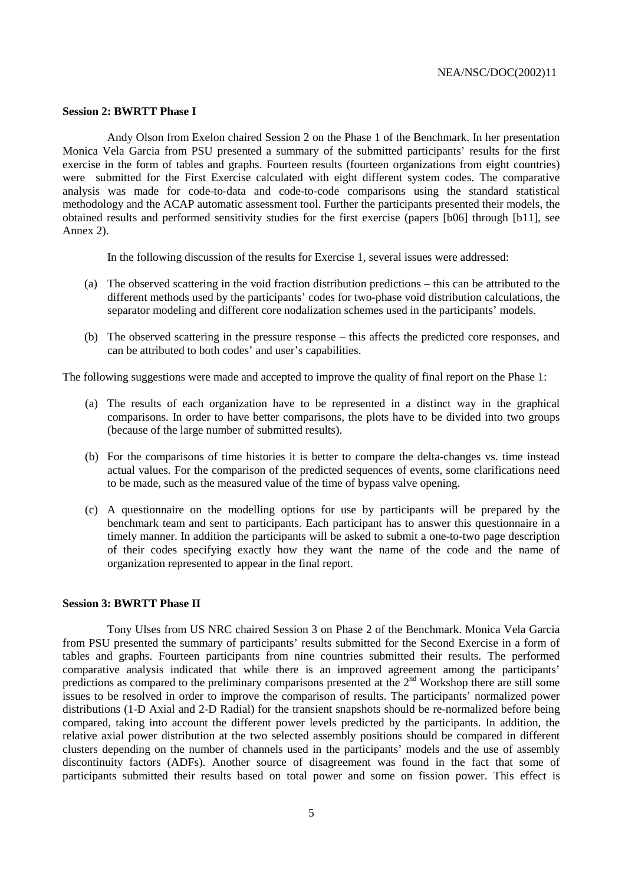**Session 2: BWRTT Phase I**

Andy Olson from Exelon chaired Session 2 on the Phase 1 of the Benchmark. In her presentation Monica Vela Garcia from PSU presented a summary of the submitted participants' results for the first exercise in the form of tables and graphs. Fourteen results (fourteen organizations from eight countries) were submitted for the First Exercise calculated with eight different system codes. The comparative analysis was made for code-to-data and code-to-code comparisons using the standard statistical methodology and the ACAP automatic assessment tool. Further the participants presented their models, the obtained results and performed sensitivity studies for the first exercise (papers [b06] through [b11], see Annex 2).

In the following discussion of the results for Exercise 1, several issues were addressed:

(a) The observed scattering in the void fraction distribution predictions – this can be attributed to the different methods used by the participants' codes for two-phase void distribution calculations, the separator modeling and different core nodalization schemes used in the participants' models.

(b) The observed scattering in the pressure response – this affects the predicted core responses, and can be attributed to both codes' and user's capabilities.

The following suggestions were made and accepted to improve the quality of final report on the Phase 1:

(a) The results of each organization have to be represented in a distinct way in the graphical comparisons. In order to have better comparisons, the plots have to be divided into two groups (because of the large number of submitted results).

(b) For the comparisons of time histories it is better to compare the delta-changes vs. time instead actual values. For the comparison of the predicted sequences of events, some clarifications need to be made, such as the measured value of the time of bypass valve opening.

(c) A questionnaire on the modelling options for use by participants will be prepared by the benchmark team and sent to participants. Each participant has to answer this questionnaire in a timely manner. In addition the participants will be asked to submit a one-to-two page description of their codes specifying exactly how they want the name of the code and the name of organization represented to appear in the final report.

**Session 3: BWRTT Phase II**

Tony Ulses from US NRC chaired Session 3 on Phase 2 of the Benchmark. Monica Vela Garcia from PSU presented the summary of participants' results submitted for the Second Exercise in a form of tables and graphs. Fourteen participants from nine countries submitted their results. The performed comparative analysis indicated that while there is an improved agreement among the participants' predictions as compared to the preliminary comparisons presented at the 2nd Workshop there are still some issues to be resolved in order to improve the comparison of results. The participants' normalized power distributions (1-D Axial and 2-D Radial) for the transient snapshots should be re-normalized before being compared, taking into account the different power levels predicted by the participants. In addition, the relative axial power distribution at the two selected assembly positions should be compared in different clusters depending on the number of channels used in the participants' models and the use of assembly discontinuity factors (ADFs). Another source of disagreement was found in the fact that some of participants submitted their results based on total power and some on fission power. This effect is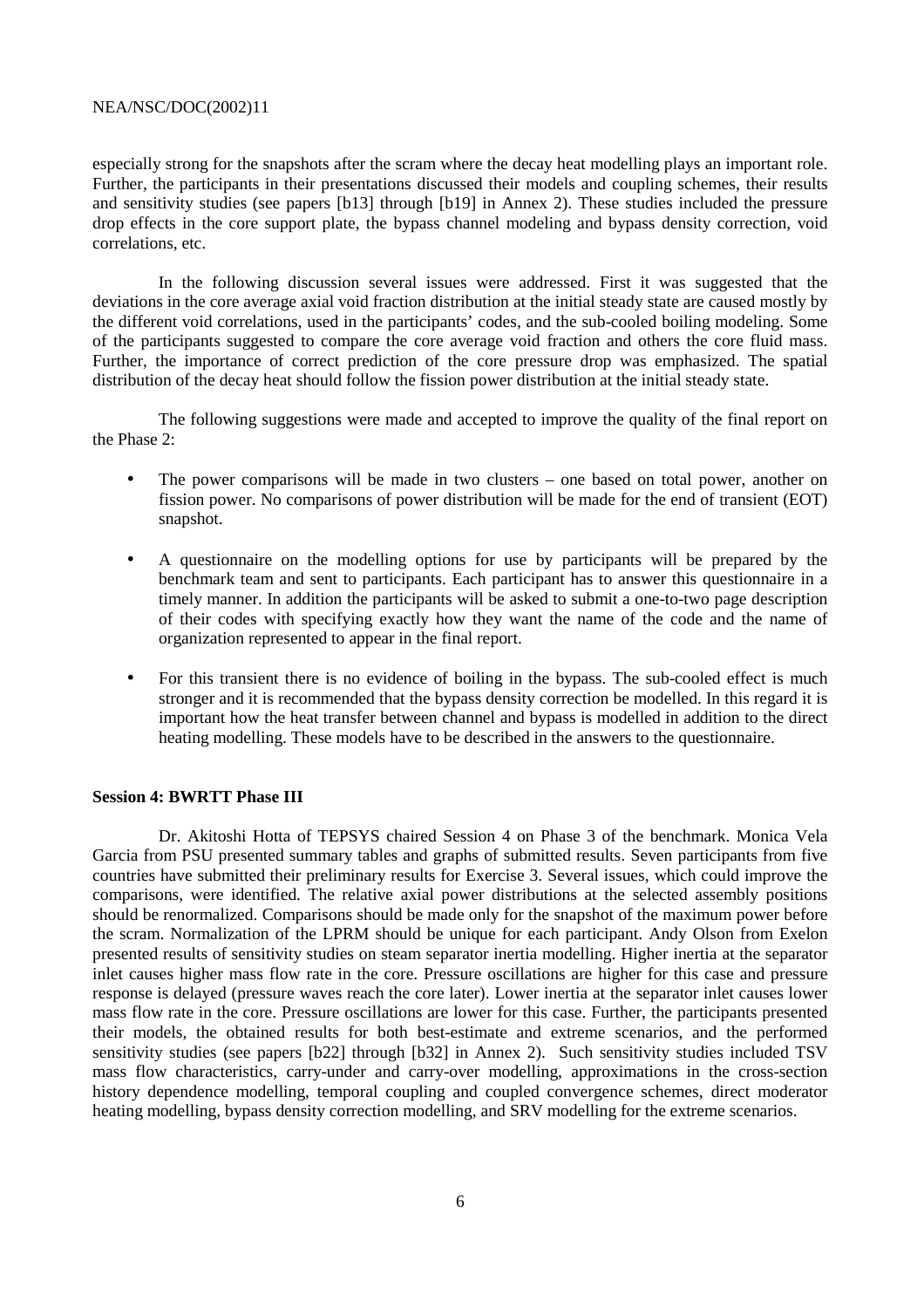especially strong for the snapshots after the scram where the decay heat modelling plays an important role. Further, the participants in their presentations discussed their models and coupling schemes, their results and sensitivity studies (see papers [b13] through [b19] in Annex 2). These studies included the pressure drop effects in the core support plate, the bypass channel modeling and bypass density correction, void correlations, etc.

In the following discussion several issues were addressed. First it was suggested that the deviations in the core average axial void fraction distribution at the initial steady state are caused mostly by the different void correlations, used in the participants' codes, and the sub-cooled boiling modeling. Some of the participants suggested to compare the core average void fraction and others the core fluid mass. Further, the importance of correct prediction of the core pressure drop was emphasized. The spatial distribution of the decay heat should follow the fission power distribution at the initial steady state.

The following suggestions were made and accepted to improve the quality of the final report on the Phase 2:

- The power comparisons will be made in two clusters – one based on total power, another on fission power. No comparisons of power distribution will be made for the end of transient (EOT) snapshot.
- A questionnaire on the modelling options for use by participants will be prepared by the benchmark team and sent to participants. Each participant has to answer this questionnaire in a timely manner. In addition the participants will be asked to submit a one-to-two page description of their codes with specifying exactly how they want the name of the code and the name of organization represented to appear in the final report.
- For this transient there is no evidence of boiling in the bypass. The sub-cooled effect is much stronger and it is recommended that the bypass density correction be modelled. In this regard it is important how the heat transfer between channel and bypass is modelled in addition to the direct heating modelling. These models have to be described in the answers to the questionnaire.

**Session 4: BWRTT Phase III**

Dr. Akitoshi Hotta of TEPSYS chaired Session 4 on Phase 3 of the benchmark. Monica Vela Garcia from PSU presented summary tables and graphs of submitted results. Seven participants from five countries have submitted their preliminary results for Exercise 3. Several issues, which could improve the comparisons, were identified. The relative axial power distributions at the selected assembly positions should be renormalized. Comparisons should be made only for the snapshot of the maximum power before the scram. Normalization of the LPRM should be unique for each participant. Andy Olson from Exelon presented results of sensitivity studies on steam separator inertia modelling. Higher inertia at the separator inlet causes higher mass flow rate in the core. Pressure oscillations are higher for this case and pressure response is delayed (pressure waves reach the core later). Lower inertia at the separator inlet causes lower mass flow rate in the core. Pressure oscillations are lower for this case. Further, the participants presented their models, the obtained results for both best-estimate and extreme scenarios, and the performed sensitivity studies (see papers [b22] through [b32] in Annex 2). Such sensitivity studies included TSV mass flow characteristics, carry-under and carry-over modelling, approximations in the cross-section history dependence modelling, temporal coupling and coupled convergence schemes, direct moderator heating modelling, bypass density correction modelling, and SRV modelling for the extreme scenarios.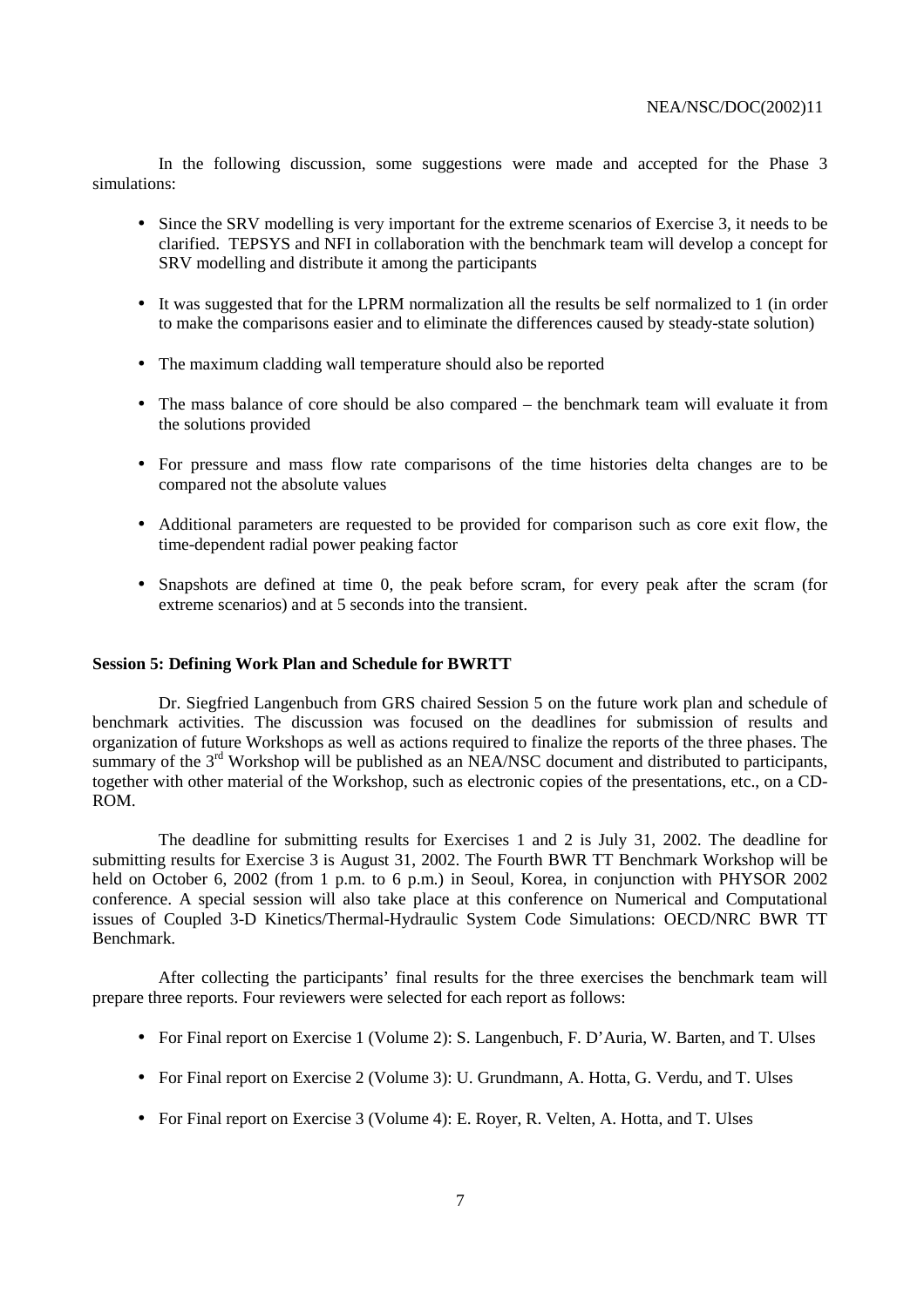In the following discussion, some suggestions were made and accepted for the Phase 3 simulations:

- Since the SRV modelling is very important for the extreme scenarios of Exercise 3, it needs to be clarified. TEPSYS and NFI in collaboration with the benchmark team will develop a concept for SRV modelling and distribute it among the participants
- It was suggested that for the LPRM normalization all the results be self normalized to 1 (in order to make the comparisons easier and to eliminate the differences caused by steady-state solution)
- The maximum cladding wall temperature should also be reported
- The mass balance of core should be also compared – the benchmark team will evaluate it from the solutions provided
- For pressure and mass flow rate comparisons of the time histories delta changes are to be compared not the absolute values
- Additional parameters are requested to be provided for comparison such as core exit flow, the time-dependent radial power peaking factor
- Snapshots are defined at time 0, the peak before scram, for every peak after the scram (for extreme scenarios) and at 5 seconds into the transient.

**Session 5: Defining Work Plan and Schedule for BWRTT**

Dr. Siegfried Langenbuch from GRS chaired Session 5 on the future work plan and schedule of benchmark activities. The discussion was focused on the deadlines for submission of results and organization of future Workshops as well as actions required to finalize the reports of the three phases. The summary of the 3rd Workshop will be published as an NEA/NSC document and distributed to participants, together with other material of the Workshop, such as electronic copies of the presentations, etc., on a CD-ROM.

The deadline for submitting results for Exercises 1 and 2 is July 31, 2002. The deadline for submitting results for Exercise 3 is August 31, 2002. The Fourth BWR TT Benchmark Workshop will be held on October 6, 2002 (from 1 p.m. to 6 p.m.) in Seoul, Korea, in conjunction with PHYSOR 2002 conference. A special session will also take place at this conference on Numerical and Computational issues of Coupled 3-D Kinetics/Thermal-Hydraulic System Code Simulations: OECD/NRC BWR TT Benchmark.

After collecting the participants' final results for the three exercises the benchmark team will prepare three reports. Four reviewers were selected for each report as follows:

- For Final report on Exercise 1 (Volume 2): S. Langenbuch, F. D'Auria, W. Barten, and T. Ulses
- For Final report on Exercise 2 (Volume 3): U. Grundmann, A. Hotta, G. Verdu, and T. Ulses
- For Final report on Exercise 3 (Volume 4): E. Royer, R. Velten, A. Hotta, and T. Ulses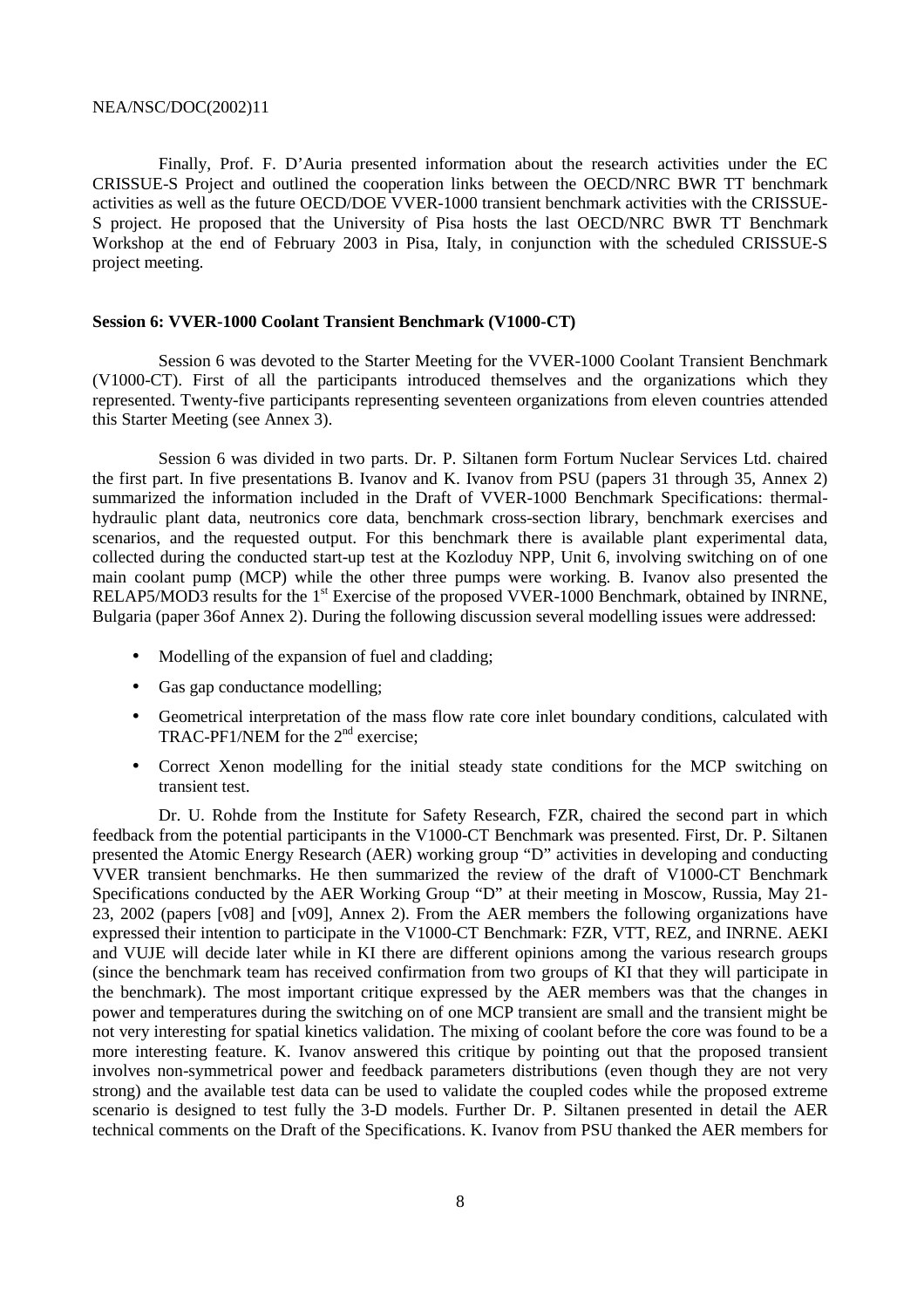Finally, Prof. F. D'Auria presented information about the research activities under the EC CRISSUE-S Project and outlined the cooperation links between the OECD/NRC BWR TT benchmark activities as well as the future OECD/DOE VVER-1000 transient benchmark activities with the CRISSUE-S project. He proposed that the University of Pisa hosts the last OECD/NRC BWR TT Benchmark Workshop at the end of February 2003 in Pisa, Italy, in conjunction with the scheduled CRISSUE-S project meeting.

**Session 6: VVER-1000 Coolant Transient Benchmark (V1000-CT)**

Session 6 was devoted to the Starter Meeting for the VVER-1000 Coolant Transient Benchmark (V1000-CT). First of all the participants introduced themselves and the organizations which they represented. Twenty-five participants representing seventeen organizations from eleven countries attended this Starter Meeting (see Annex 3).

Session 6 was divided in two parts. Dr. P. Siltanen form Fortum Nuclear Services Ltd. chaired the first part. In five presentations B. Ivanov and K. Ivanov from PSU (papers 31 through 35, Annex 2) summarized the information included in the Draft of VVER-1000 Benchmark Specifications: thermal-hydraulic plant data, neutronics core data, benchmark cross-section library, benchmark exercises and scenarios, and the requested output. For this benchmark there is available plant experimental data, collected during the conducted start-up test at the Kozloduy NPP, Unit 6, involving switching on of one main coolant pump (MCP) while the other three pumps were working. B. Ivanov also presented the RELAP5/MOD3 results for the 1st Exercise of the proposed VVER-1000 Benchmark, obtained by INRNE, Bulgaria (paper 36of Annex 2). During the following discussion several modelling issues were addressed:

- Modelling of the expansion of fuel and cladding;
- Gas gap conductance modelling;
- Geometrical interpretation of the mass flow rate core inlet boundary conditions, calculated with TRAC-PF1/NEM for the 2nd exercise;
- Correct Xenon modelling for the initial steady state conditions for the MCP switching on transient test.

Dr. U. Rohde from the Institute for Safety Research, FZR, chaired the second part in which feedback from the potential participants in the V1000-CT Benchmark was presented. First, Dr. P. Siltanen presented the Atomic Energy Research (AER) working group "D" activities in developing and conducting VVER transient benchmarks. He then summarized the review of the draft of V1000-CT Benchmark Specifications conducted by the AER Working Group "D" at their meeting in Moscow, Russia, May 21-23, 2002 (papers [v08] and [v09], Annex 2). From the AER members the following organizations have expressed their intention to participate in the V1000-CT Benchmark: FZR, VTT, REZ, and INRNE. AEKI and VUJE will decide later while in KI there are different opinions among the various research groups (since the benchmark team has received confirmation from two groups of KI that they will participate in the benchmark). The most important critique expressed by the AER members was that the changes in power and temperatures during the switching on of one MCP transient are small and the transient might be not very interesting for spatial kinetics validation. The mixing of coolant before the core was found to be a more interesting feature. K. Ivanov answered this critique by pointing out that the proposed transient involves non-symmetrical power and feedback parameters distributions (even though they are not very strong) and the available test data can be used to validate the coupled codes while the proposed extreme scenario is designed to test fully the 3-D models. Further Dr. P. Siltanen presented in detail the AER technical comments on the Draft of the Specifications. K. Ivanov from PSU thanked the AER members for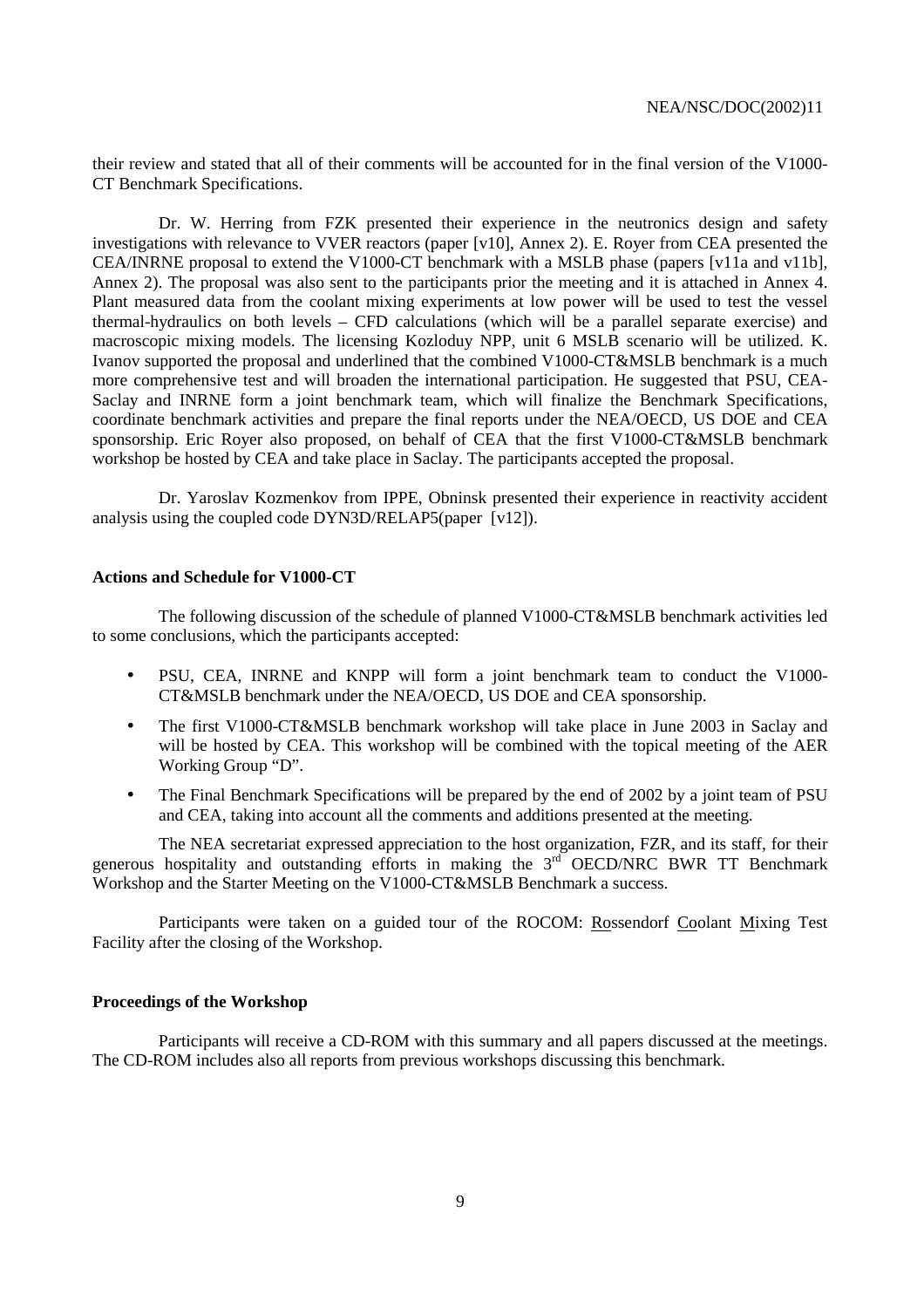their review and stated that all of their comments will be accounted for in the final version of the V1000-CT Benchmark Specifications.

Dr. W. Herring from FZK presented their experience in the neutronics design and safety investigations with relevance to VVER reactors (paper [v10], Annex 2). E. Royer from CEA presented the CEA/INRNE proposal to extend the V1000-CT benchmark with a MSLB phase (papers [v11a and v11b], Annex 2). The proposal was also sent to the participants prior the meeting and it is attached in Annex 4. Plant measured data from the coolant mixing experiments at low power will be used to test the vessel thermal-hydraulics on both levels – CFD calculations (which will be a parallel separate exercise) and macroscopic mixing models. The licensing Kozloduy NPP, unit 6 MSLB scenario will be utilized. K. Ivanov supported the proposal and underlined that the combined V1000-CT&MSLB benchmark is a much more comprehensive test and will broaden the international participation. He suggested that PSU, CEA-Saclay and INRNE form a joint benchmark team, which will finalize the Benchmark Specifications, coordinate benchmark activities and prepare the final reports under the NEA/OECD, US DOE and CEA sponsorship. Eric Royer also proposed, on behalf of CEA that the first V1000-CT&MSLB benchmark workshop be hosted by CEA and take place in Saclay. The participants accepted the proposal.

Dr. Yaroslav Kozmenkov from IPPE, Obninsk presented their experience in reactivity accident analysis using the coupled code DYN3D/RELAP5(paper [v12]).

**Actions and Schedule for V1000-CT**

The following discussion of the schedule of planned V1000-CT&MSLB benchmark activities led to some conclusions, which the participants accepted:

- PSU, CEA, INRNE and KNPP will form a joint benchmark team to conduct the V1000-CT&MSLB benchmark under the NEA/OECD, US DOE and CEA sponsorship.
- The first V1000-CT&MSLB benchmark workshop will take place in June 2003 in Saclay and will be hosted by CEA. This workshop will be combined with the topical meeting of the AER Working Group "D".
- The Final Benchmark Specifications will be prepared by the end of 2002 by a joint team of PSU and CEA, taking into account all the comments and additions presented at the meeting.

The NEA secretariat expressed appreciation to the host organization, FZR, and its staff, for their generous hospitality and outstanding efforts in making the 3rd OECD/NRC BWR TT Benchmark Workshop and the Starter Meeting on the V1000-CT&MSLB Benchmark a success.

Participants were taken on a guided tour of the ROCOM: Rossendorf Coolant Mixing Test Facility after the closing of the Workshop.

**Proceedings of the Workshop**

Participants will receive a CD-ROM with this summary and all papers discussed at the meetings. The CD-ROM includes also all reports from previous workshops discussing this benchmark.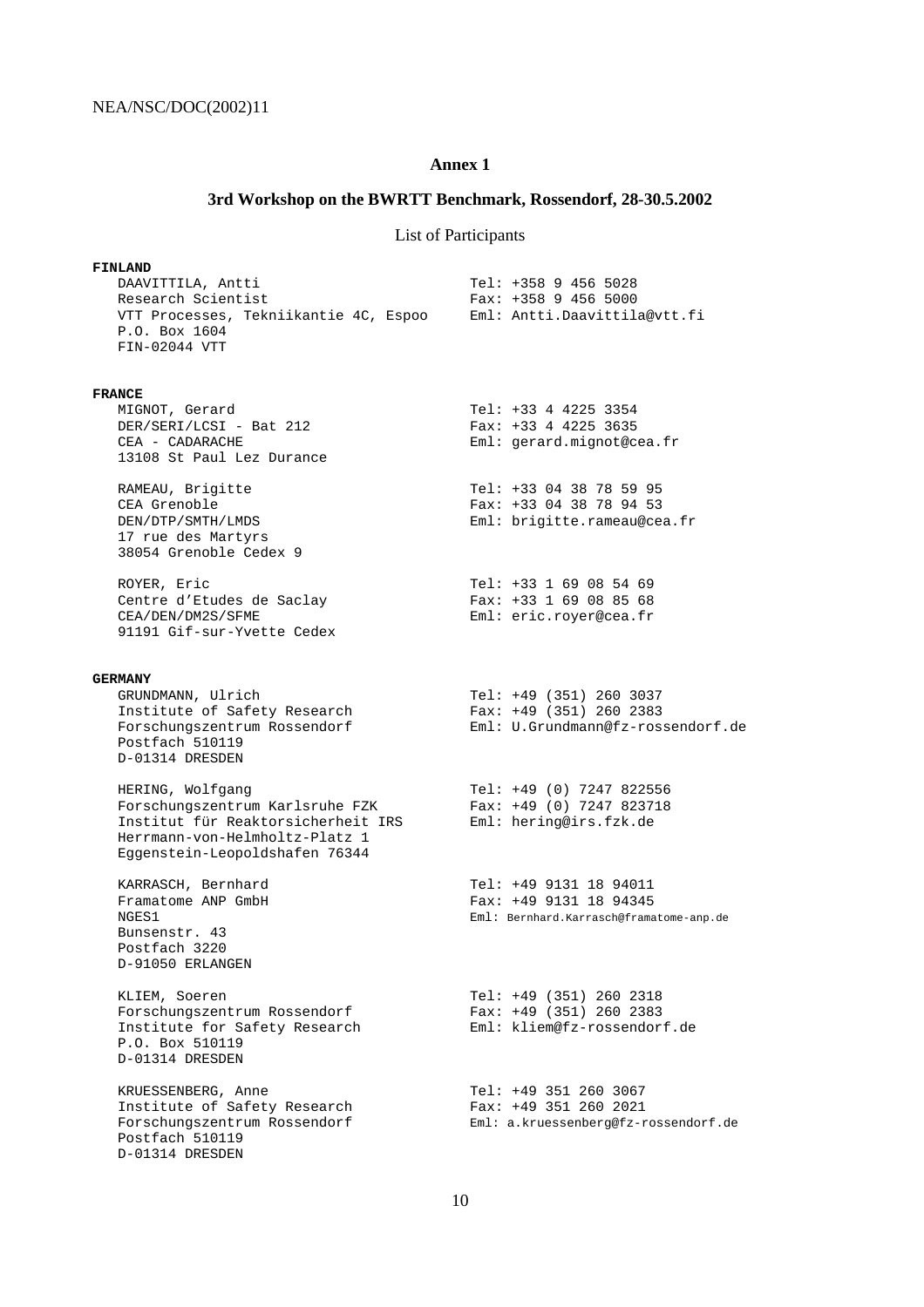## Annex 1

### 3rd Workshop on the BWRTT Benchmark, Rossendorf, 28-30.5.2002

List of Participants

**FINLAND**

DAAVITTILA, Antti
Research Scientist
VTT Processes, Tekniikantie 4C, Espoo
P.O. Box 1604
FIN-02044 VTT

Tel: +358 9 456 5028
Fax: +358 9 456 5000
Eml: Antti.Daavittila@vtt.fi

**FRANCE**

MIGNOT, Gerard
DER/SERI/LCSI - Bat 212
CEA - CADARACHE
13108 St Paul Lez Durance

Tel: +33 4 4225 3354
Fax: +33 4 4225 3635
Eml: gerard.mignot@cea.fr

RAMEAU, Brigitte
CEA Grenoble
DEN/DTP/SMTH/LMDS
17 rue des Martyrs
38054 Grenoble Cedex 9

Tel: +33 04 38 78 59 95
Fax: +33 04 38 78 94 53
Eml: brigitte.rameau@cea.fr

ROYER, Eric
Centre d'Etudes de Saclay
CEA/DEN/DM2S/SFME
91191 Gif-sur-Yvette Cedex

Tel: +33 1 69 08 54 69
Fax: +33 1 69 08 85 68
Eml: eric.royer@cea.fr

**GERMANY**

GRUNDMANN, Ulrich
Institute of Safety Research
Forschungszentrum Rossendorf
Postfach 510119
D-01314 DRESDEN

Tel: +49 (351) 260 3037
Fax: +49 (351) 260 2383
Eml: U.Grundmann@fz-rossendorf.de

HERING, Wolfgang
Forschungszentrum Karlsruhe FZK
Institut für Reaktorsicherheit IRS
Herrmann-von-Helmholtz-Platz 1
Eggenstein-Leopoldshafen 76344

Tel: +49 (0) 7247 822556
Fax: +49 (0) 7247 823718
Eml: hering@irs.fzk.de

KARRASCH, Bernhard
Framatome ANP GmbH
NGES1
Bunsenstr. 43
Postfach 3220
D-91050 ERLANGEN

Tel: +49 9131 18 94011
Fax: +49 9131 18 94345
Eml: Bernhard.Karrasch@framatome-anp.de

KLIEM, Soeren
Forschungszentrum Rossendorf
Institute for Safety Research
P.O. Box 510119
D-01314 DRESDEN

Tel: +49 (351) 260 2318
Fax: +49 (351) 260 2383
Eml: kliem@fz-rossendorf.de

KRUESSENBERG, Anne
Institute of Safety Research
Forschungszentrum Rossendorf
Postfach 510119
D-01314 DRESDEN

Tel: +49 351 260 3067
Fax: +49 351 260 2021
Eml: a.kruessenberg@fz-rossendorf.de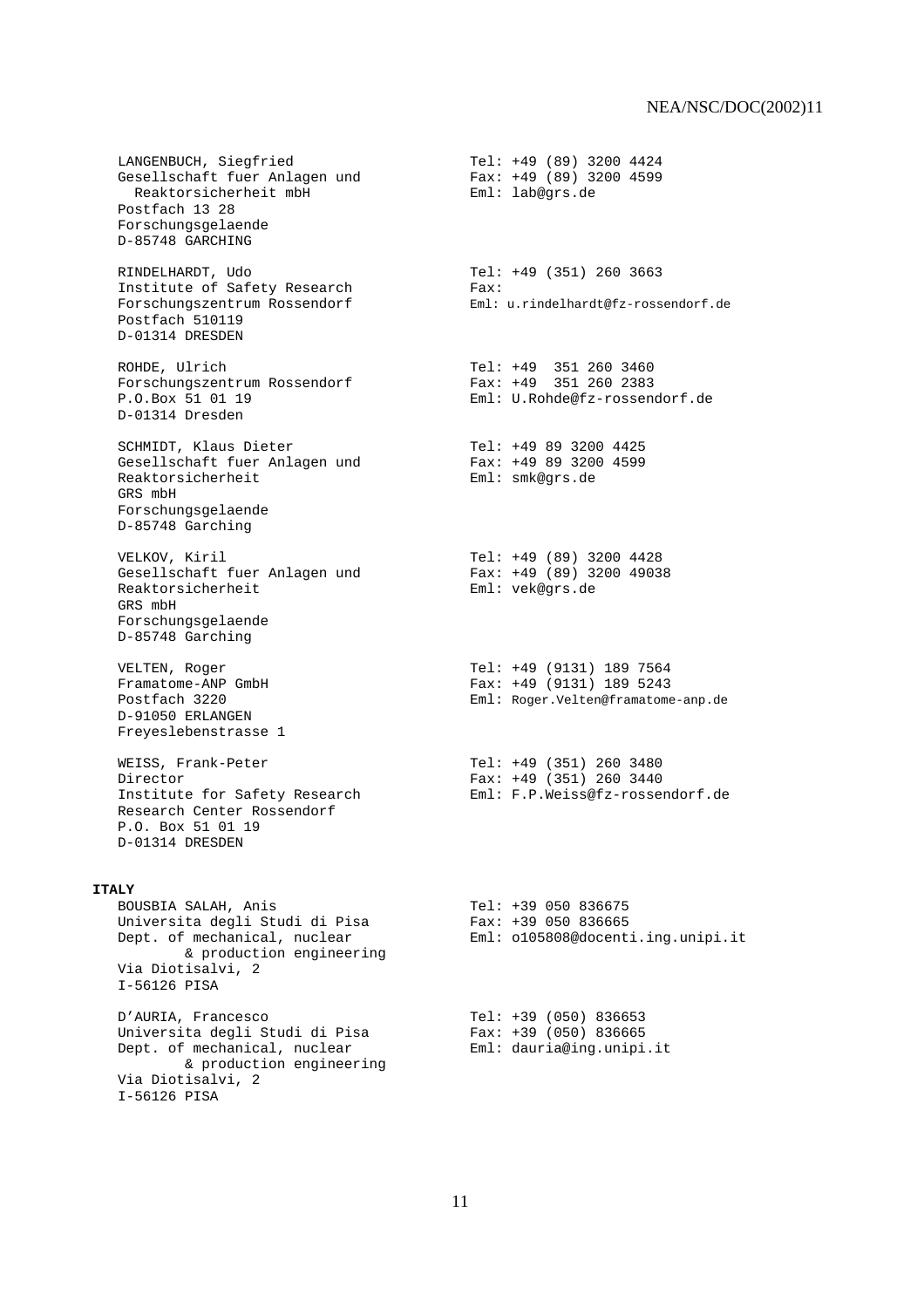LANGENBUCH, Siegfried
Gesellschaft fuer Anlagen und Reaktorsicherheit mbH
Postfach 13 28
Forschungsgelaende
D-85748 GARCHING

Tel: +49 (89) 3200 4424
Fax: +49 (89) 3200 4599
Eml: lab@grs.de

RINDELHARDT, Udo
Institute of Safety Research
Forschungszentrum Rossendorf
Postfach 510119
D-01314 DRESDEN

Tel: +49 (351) 260 3663
Fax:
Eml: u.rindelhardt@fz-rossendorf.de

ROHDE, Ulrich
Forschungszentrum Rossendorf
P.O.Box 51 01 19
D-01314 Dresden

Tel: +49 351 260 3460
Fax: +49 351 260 2383
Eml: U.Rohde@fz-rossendorf.de

SCHMIDT, Klaus Dieter
Gesellschaft fuer Anlagen und Reaktorsicherheit
GRS mbH
Forschungsgelaende
D-85748 Garching

Tel: +49 89 3200 4425
Fax: +49 89 3200 4599
Eml: smk@grs.de

VELKOV, Kiril
Gesellschaft fuer Anlagen und Reaktorsicherheit
GRS mbH
Forschungsgelaende
D-85748 Garching

Tel: +49 (89) 3200 4428
Fax: +49 (89) 3200 49038
Eml: vek@grs.de

VELTEN, Roger
Framatome-ANP GmbH
Postfach 3220
D-91050 ERLANGEN
Freyeslebenstrasse 1

Tel: +49 (9131) 189 7564
Fax: +49 (9131) 189 5243
Eml: Roger.Velten@framatome-anp.de

WEISS, Frank-Peter
Director
Institute for Safety Research
Research Center Rossendorf
P.O. Box 51 01 19
D-01314 DRESDEN

Tel: +49 (351) 260 3480
Fax: +49 (351) 260 3440
Eml: F.P.Weiss@fz-rossendorf.de

**ITALY**

BOUSBIA SALAH, Anis
Universita degli Studi di Pisa
Dept. of mechanical, nuclear & production engineering
Via Diotisalvi, 2
I-56126 PISA

Tel: +39 050 836675
Fax: +39 050 836665
Eml: o105808@docenti.ing.unipi.it

D'AURIA, Francesco
Universita degli Studi di Pisa
Dept. of mechanical, nuclear & production engineering
Via Diotisalvi, 2
I-56126 PISA

Tel: +39 (050) 836653
Fax: +39 (050) 836665
Eml: dauria@ing.unipi.it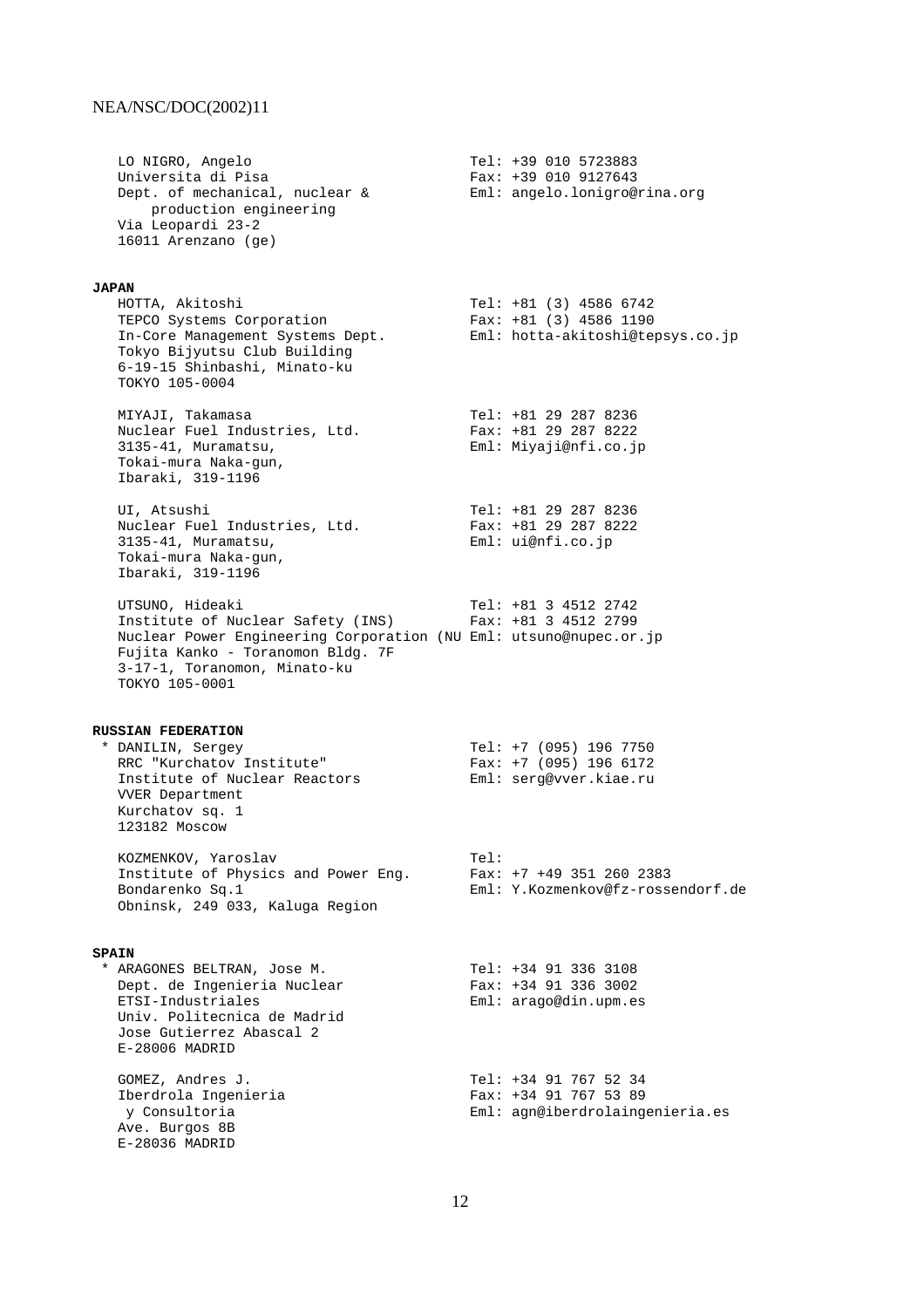LO NIGRO, Angelo
Universita di Pisa
Dept. of mechanical, nuclear & production engineering
Via Leopardi 23-2
16011 Arenzano (ge)

Tel: +39 010 5723883
Fax: +39 010 9127643
Eml: angelo.lonigro@rina.org

**JAPAN**

HOTTA, Akitoshi
TEPCO Systems Corporation
In-Core Management Systems Dept.
Tokyo Bijyutsu Club Building
6-19-15 Shinbashi, Minato-ku
TOKYO 105-0004

Tel: +81 (3) 4586 6742
Fax: +81 (3) 4586 1190
Eml: hotta-akitoshi@tepsys.co.jp

MIYAJI, Takamasa
Nuclear Fuel Industries, Ltd.
3135-41, Muramatsu,
Tokai-mura Naka-gun,
Ibaraki, 319-1196

Tel: +81 29 287 8236
Fax: +81 29 287 8222
Eml: Miyaji@nfi.co.jp

UI, Atsushi
Nuclear Fuel Industries, Ltd.
3135-41, Muramatsu,
Tokai-mura Naka-gun,
Ibaraki, 319-1196

Tel: +81 29 287 8236
Fax: +81 29 287 8222
Eml: ui@nfi.co.jp

UTSUNO, Hideaki
Institute of Nuclear Safety (INS)
Nuclear Power Engineering Corporation (NU
Fujita Kanko - Toranomon Bldg. 7F
3-17-1, Toranomon, Minato-ku
TOKYO 105-0001

Tel: +81 3 4512 2742
Fax: +81 3 4512 2799
Eml: utsuno@nupec.or.jp

**RUSSIAN FEDERATION**

* DANILIN, Sergey
RRC "Kurchatov Institute"
Institute of Nuclear Reactors
VVER Department
Kurchatov sq. 1
123182 Moscow

Tel: +7 (095) 196 7750
Fax: +7 (095) 196 6172
Eml: serg@vver.kiae.ru

KOZMENKOV, Yaroslav
Institute of Physics and Power Eng.
Bondarenko Sq.1
Obninsk, 249 033, Kaluga Region

Tel:
Fax: +7 +49 351 260 2383
Eml: Y.Kozmenkov@fz-rossendorf.de

**SPAIN**

* ARAGONES BELTRAN, Jose M.
Dept. de Ingenieria Nuclear
ETSI-Industriales
Univ. Politecnica de Madrid
Jose Gutierrez Abascal 2
E-28006 MADRID

Tel: +34 91 336 3108
Fax: +34 91 336 3002
Eml: arago@din.upm.es

GOMEZ, Andres J.
Iberdrola Ingenieria y Consultoria
Ave. Burgos 8B
E-28036 MADRID

Tel: +34 91 767 52 34
Fax: +34 91 767 53 89
Eml: agn@iberdrolaingenieria.es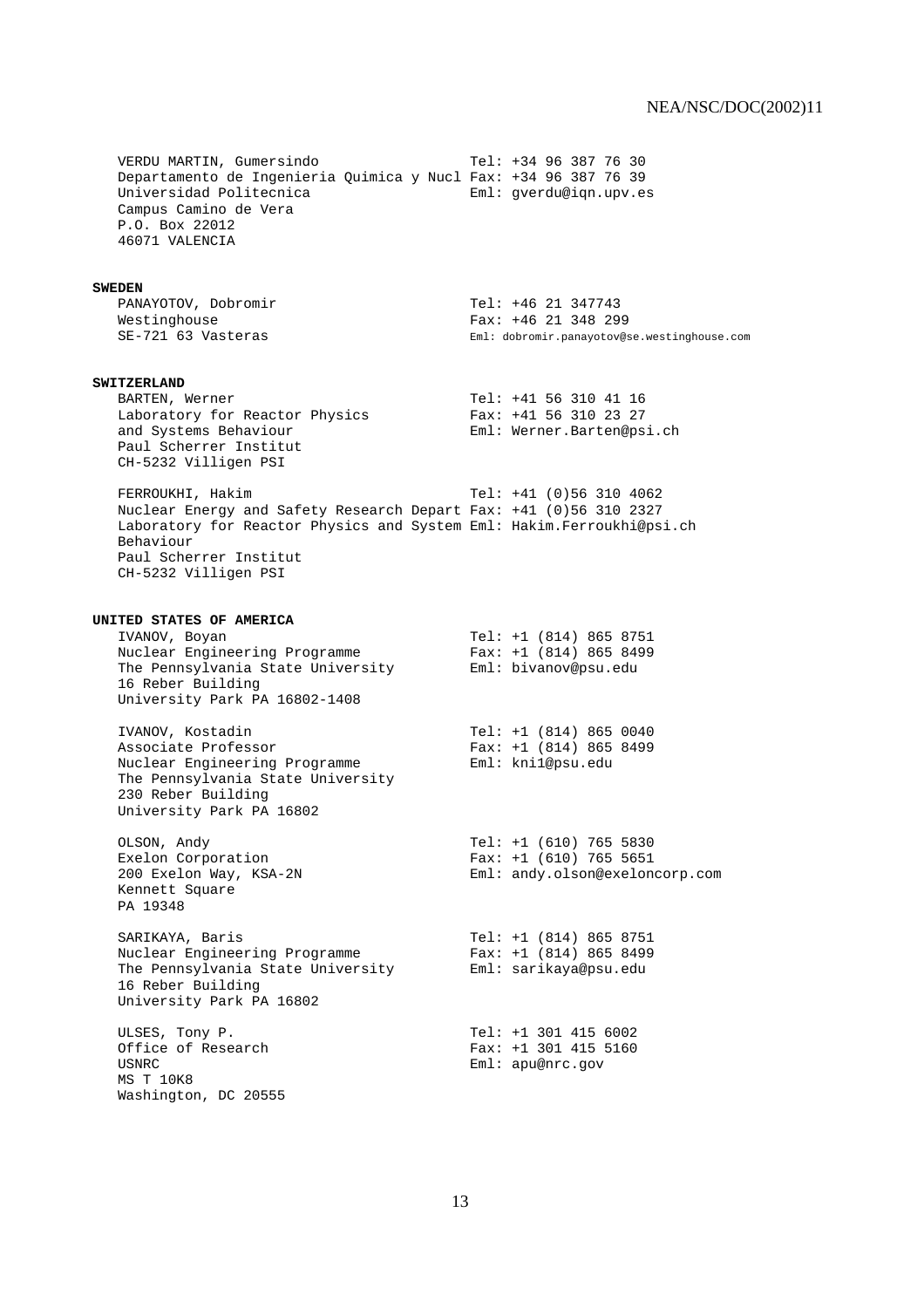VERDU MARTIN, Gumersindo
Departamento de Ingenieria Quimica y Nucl
Universidad Politecnica
Campus Camino de Vera
P.O. Box 22012
46071 VALENCIA

Tel: +34 96 387 76 30
Fax: +34 96 387 76 39
Eml: gverdu@iqn.upv.es

**SWEDEN**

PANAYOTOV, Dobromir
Westinghouse
SE-721 63 Vasteras

Tel: +46 21 347743
Fax: +46 21 348 299
Eml: dobromir.panayotov@se.westinghouse.com

**SWITZERLAND**

BARTEN, Werner
Laboratory for Reactor Physics
and Systems Behaviour
Paul Scherrer Institut
CH-5232 Villigen PSI

Tel: +41 56 310 41 16
Fax: +41 56 310 23 27
Eml: Werner.Barten@psi.ch

FERROUKHI, Hakim
Nuclear Energy and Safety Research Depart
Laboratory for Reactor Physics and System
Behaviour
Paul Scherrer Institut
CH-5232 Villigen PSI

Tel: +41 (0)56 310 4062
Fax: +41 (0)56 310 2327
Eml: Hakim.Ferroukhi@psi.ch

**UNITED STATES OF AMERICA**

IVANOV, Boyan
Nuclear Engineering Programme
The Pennsylvania State University
16 Reber Building
University Park PA 16802-1408

Tel: +1 (814) 865 8751
Fax: +1 (814) 865 8499
Eml: bivanov@psu.edu

IVANOV, Kostadin
Associate Professor
Nuclear Engineering Programme
The Pennsylvania State University
230 Reber Building
University Park PA 16802

Tel: +1 (814) 865 0040
Fax: +1 (814) 865 8499
Eml: kni1@psu.edu

OLSON, Andy
Exelon Corporation
200 Exelon Way, KSA-2N
Kennett Square
PA 19348

Tel: +1 (610) 765 5830
Fax: +1 (610) 765 5651
Eml: andy.olson@exeloncorp.com

SARIKAYA, Baris
Nuclear Engineering Programme
The Pennsylvania State University
16 Reber Building
University Park PA 16802

Tel: +1 (814) 865 8751
Fax: +1 (814) 865 8499
Eml: sarikaya@psu.edu

ULSES, Tony P.
Office of Research
USNRC
MS T 10K8
Washington, DC 20555

Tel: +1 301 415 6002
Fax: +1 301 415 5160
Eml: apu@nrc.gov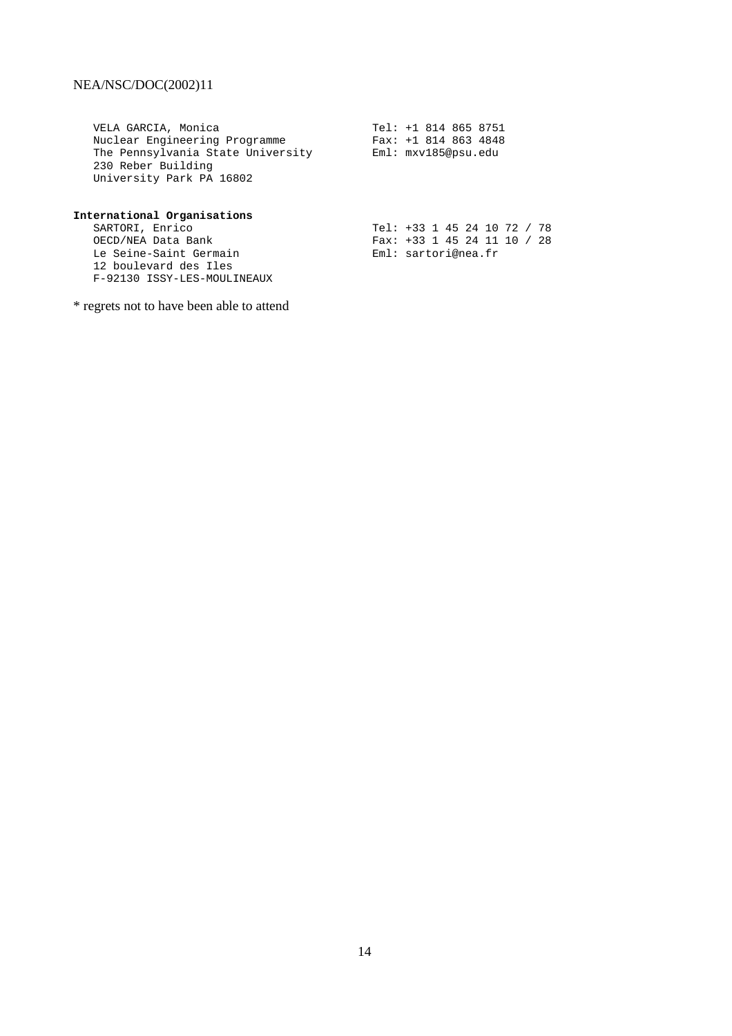VELA GARCIA, Monica
Nuclear Engineering Programme
The Pennsylvania State University
230 Reber Building
University Park PA 16802

Tel: +1 814 865 8751
Fax: +1 814 863 4848
Eml: mxv185@psu.edu

**International Organisations**

SARTORI, Enrico
OECD/NEA Data Bank
Le Seine-Saint Germain
12 boulevard des Iles
F-92130 ISSY-LES-MOULINEAUX

Tel: +33 1 45 24 10 72 / 78
Fax: +33 1 45 24 11 10 / 28
Eml: sartori@nea.fr

* regrets not to have been able to attend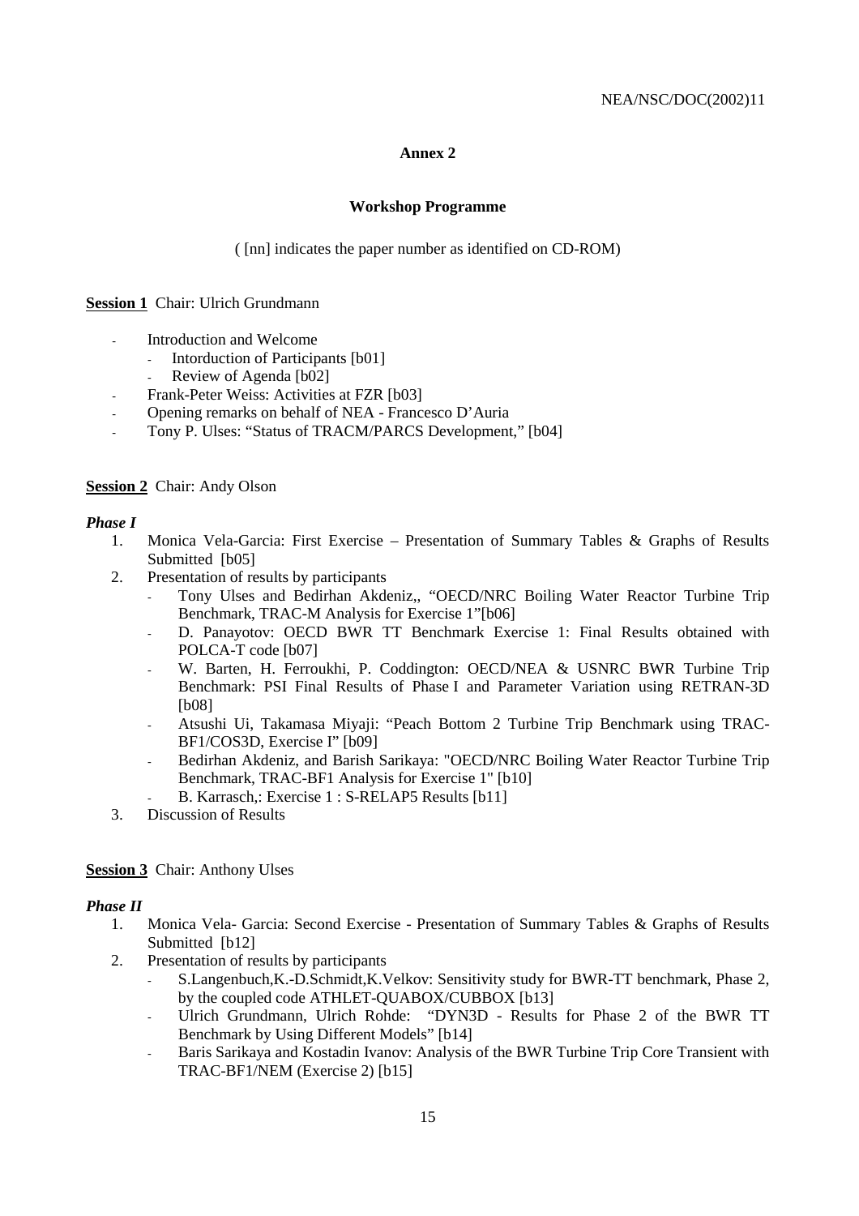## Annex 2

### Workshop Programme

( [nn] indicates the paper number as identified on CD-ROM)

**Session 1** Chair: Ulrich Grundmann

- Introduction and Welcome
  - Intorduction of Participants [b01]
  - Review of Agenda [b02]
- Frank-Peter Weiss: Activities at FZR [b03]
- Opening remarks on behalf of NEA - Francesco D'Auria
- Tony P. Ulses: "Status of TRACM/PARCS Development," [b04]

**Session 2** Chair: Andy Olson

***Phase I***

1. Monica Vela-Garcia: First Exercise – Presentation of Summary Tables & Graphs of Results Submitted [b05]
2. Presentation of results by participants
   - Tony Ulses and Bedirhan Akdeniz,, "OECD/NRC Boiling Water Reactor Turbine Trip Benchmark, TRAC-M Analysis for Exercise 1"[b06]
   - D. Panayotov: OECD BWR TT Benchmark Exercise 1: Final Results obtained with POLCA-T code [b07]
   - W. Barten, H. Ferroukhi, P. Coddington: OECD/NEA & USNRC BWR Turbine Trip Benchmark: PSI Final Results of Phase I and Parameter Variation using RETRAN-3D [b08]
   - Atsushi Ui, Takamasa Miyaji: "Peach Bottom 2 Turbine Trip Benchmark using TRAC-BF1/COS3D, Exercise I" [b09]
   - Bedirhan Akdeniz, and Barish Sarikaya: "OECD/NRC Boiling Water Reactor Turbine Trip Benchmark, TRAC-BF1 Analysis for Exercise 1" [b10]
   - B. Karrasch,: Exercise 1 : S-RELAP5 Results [b11]
3. Discussion of Results

**Session 3** Chair: Anthony Ulses

***Phase II***

1. Monica Vela- Garcia: Second Exercise - Presentation of Summary Tables & Graphs of Results Submitted [b12]
2. Presentation of results by participants
   - S.Langenbuch,K.-D.Schmidt,K.Velkov: Sensitivity study for BWR-TT benchmark, Phase 2, by the coupled code ATHLET-QUABOX/CUBBOX [b13]
   - Ulrich Grundmann, Ulrich Rohde: "DYN3D - Results for Phase 2 of the BWR TT Benchmark by Using Different Models" [b14]
   - Baris Sarikaya and Kostadin Ivanov: Analysis of the BWR Turbine Trip Core Transient with TRAC-BF1/NEM (Exercise 2) [b15]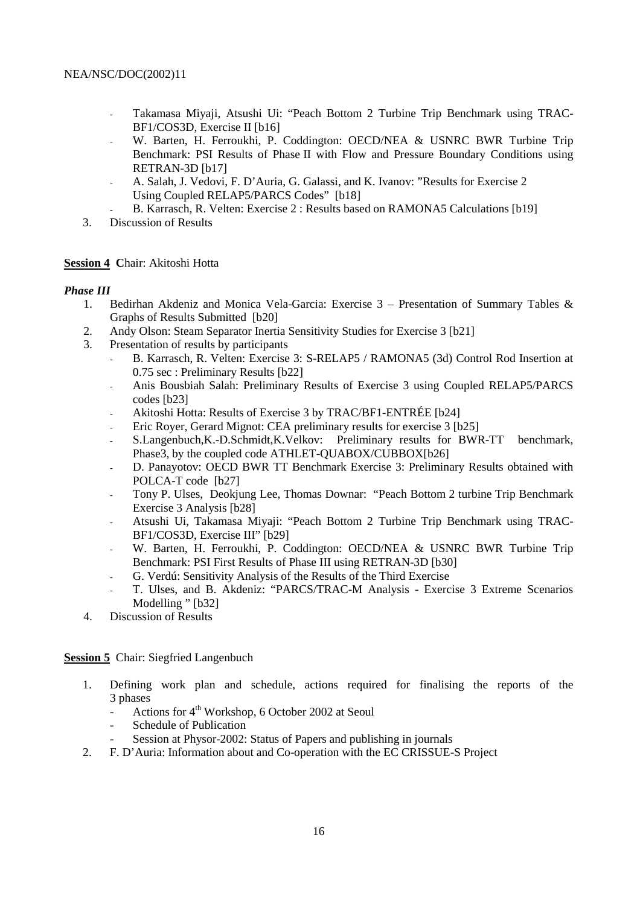- Takamasa Miyaji, Atsushi Ui: "Peach Bottom 2 Turbine Trip Benchmark using TRAC-BF1/COS3D, Exercise II [b16]
- W. Barten, H. Ferroukhi, P. Coddington: OECD/NEA & USNRC BWR Turbine Trip Benchmark: PSI Results of Phase II with Flow and Pressure Boundary Conditions using RETRAN-3D [b17]
- A. Salah, J. Vedovi, F. D'Auria, G. Galassi, and K. Ivanov: "Results for Exercise 2 Using Coupled RELAP5/PARCS Codes" [b18]
- B. Karrasch, R. Velten: Exercise 2 : Results based on RAMONA5 Calculations [b19]

3. Discussion of Results

**Session 4** **C**hair: Akitoshi Hotta

***Phase III***

1. Bedirhan Akdeniz and Monica Vela-Garcia: Exercise 3 – Presentation of Summary Tables & Graphs of Results Submitted [b20]
2. Andy Olson: Steam Separator Inertia Sensitivity Studies for Exercise 3 [b21]
3. Presentation of results by participants
   - B. Karrasch, R. Velten: Exercise 3: S-RELAP5 / RAMONA5 (3d) Control Rod Insertion at 0.75 sec : Preliminary Results [b22]
   - Anis Bousbiah Salah: Preliminary Results of Exercise 3 using Coupled RELAP5/PARCS codes [b23]
   - Akitoshi Hotta: Results of Exercise 3 by TRAC/BF1-ENTRÉE [b24]
   - Eric Royer, Gerard Mignot: CEA preliminary results for exercise 3 [b25]
   - S.Langenbuch,K.-D.Schmidt,K.Velkov: Preliminary results for BWR-TT benchmark, Phase3, by the coupled code ATHLET-QUABOX/CUBBOX[b26]
   - D. Panayotov: OECD BWR TT Benchmark Exercise 3: Preliminary Results obtained with POLCA-T code [b27]
   - Tony P. Ulses, Deokjung Lee, Thomas Downar: "Peach Bottom 2 turbine Trip Benchmark Exercise 3 Analysis [b28]
   - Atsushi Ui, Takamasa Miyaji: "Peach Bottom 2 Turbine Trip Benchmark using TRAC-BF1/COS3D, Exercise III" [b29]
   - W. Barten, H. Ferroukhi, P. Coddington: OECD/NEA & USNRC BWR Turbine Trip Benchmark: PSI First Results of Phase III using RETRAN-3D [b30]
   - G. Verdú: Sensitivity Analysis of the Results of the Third Exercise
   - T. Ulses, and B. Akdeniz: "PARCS/TRAC-M Analysis - Exercise 3 Extreme Scenarios Modelling " [b32]
4. Discussion of Results

**Session 5** Chair: Siegfried Langenbuch

1. Defining work plan and schedule, actions required for finalising the reports of the 3 phases
   - Actions for 4th Workshop, 6 October 2002 at Seoul
   - Schedule of Publication
   - Session at Physor-2002: Status of Papers and publishing in journals
2. F. D'Auria: Information about and Co-operation with the EC CRISSUE-S Project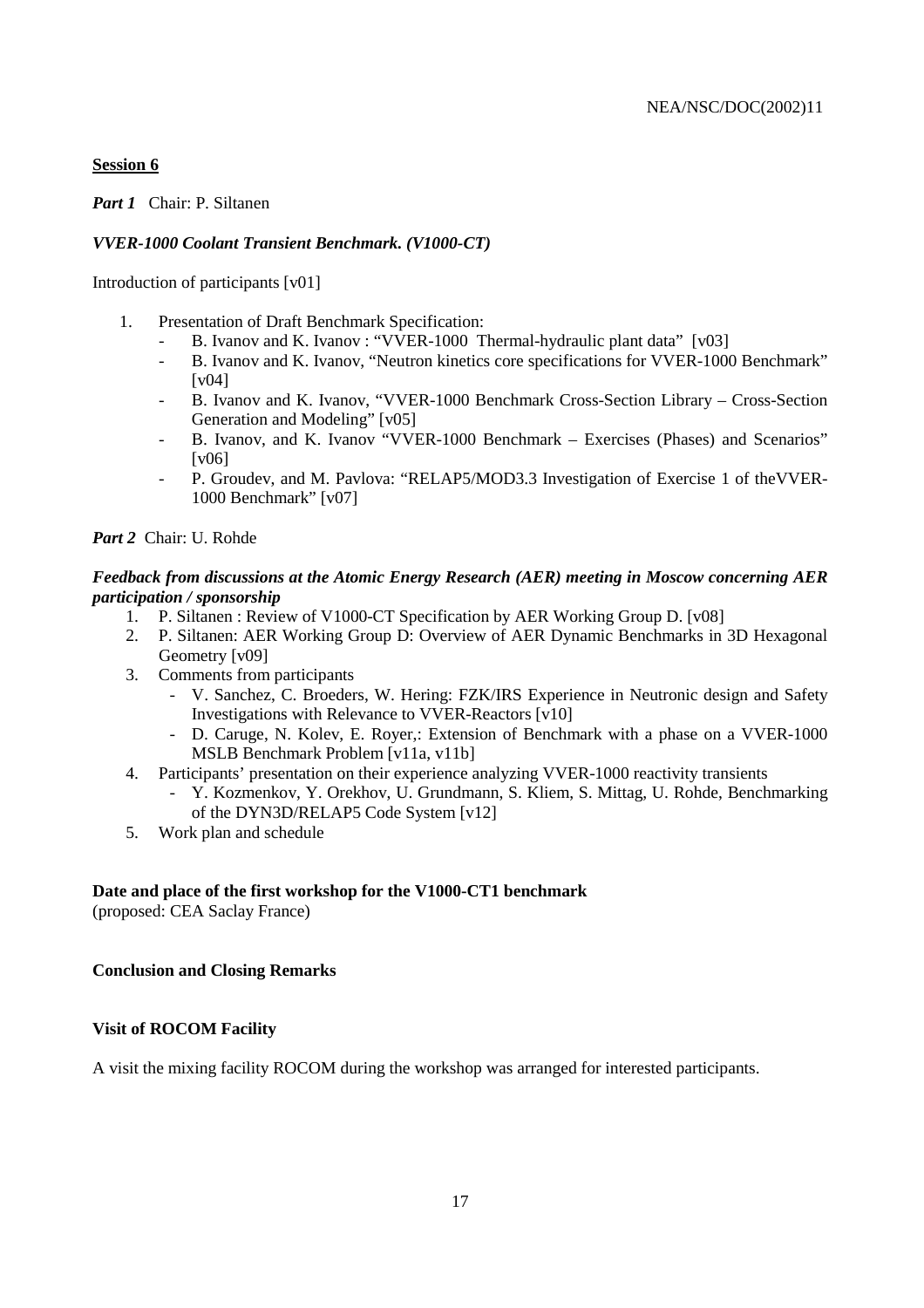**Session 6**

***Part 1*** Chair: P. Siltanen

***VVER-1000 Coolant Transient Benchmark. (V1000-CT)***

Introduction of participants [v01]

1. Presentation of Draft Benchmark Specification:
   - B. Ivanov and K. Ivanov : "VVER-1000 Thermal-hydraulic plant data" [v03]
   - B. Ivanov and K. Ivanov, "Neutron kinetics core specifications for VVER-1000 Benchmark" [v04]
   - B. Ivanov and K. Ivanov, "VVER-1000 Benchmark Cross-Section Library – Cross-Section Generation and Modeling" [v05]
   - B. Ivanov, and K. Ivanov "VVER-1000 Benchmark – Exercises (Phases) and Scenarios" [v06]
   - P. Groudev, and M. Pavlova: "RELAP5/MOD3.3 Investigation of Exercise 1 of theVVER-1000 Benchmark" [v07]

***Part 2*** Chair: U. Rohde

***Feedback from discussions at the Atomic Energy Research (AER) meeting in Moscow concerning AER participation / sponsorship***

1. P. Siltanen : Review of V1000-CT Specification by AER Working Group D. [v08]
2. P. Siltanen: AER Working Group D: Overview of AER Dynamic Benchmarks in 3D Hexagonal Geometry [v09]
3. Comments from participants
   - V. Sanchez, C. Broeders, W. Hering: FZK/IRS Experience in Neutronic design and Safety Investigations with Relevance to VVER-Reactors [v10]
   - D. Caruge, N. Kolev, E. Royer,: Extension of Benchmark with a phase on a VVER-1000 MSLB Benchmark Problem [v11a, v11b]
4. Participants' presentation on their experience analyzing VVER-1000 reactivity transients
   - Y. Kozmenkov, Y. Orekhov, U. Grundmann, S. Kliem, S. Mittag, U. Rohde, Benchmarking of the DYN3D/RELAP5 Code System [v12]
5. Work plan and schedule

**Date and place of the first workshop for the V1000-CT1 benchmark**
(proposed: CEA Saclay France)

**Conclusion and Closing Remarks**

**Visit of ROCOM Facility**

A visit the mixing facility ROCOM during the workshop was arranged for interested participants.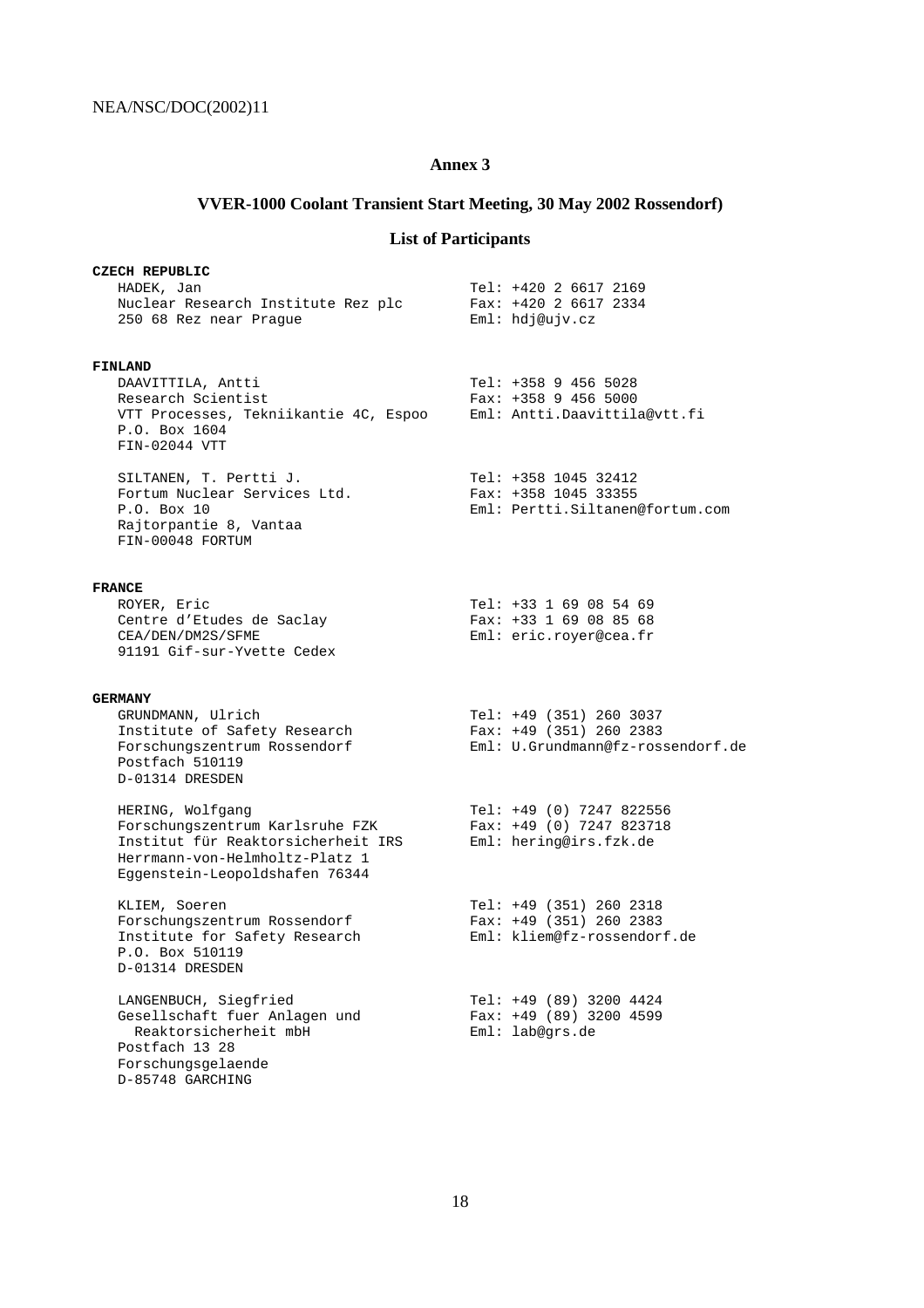## Annex 3

## VVER-1000 Coolant Transient Start Meeting, 30 May 2002 Rossendorf)

## List of Participants

**CZECH REPUBLIC**

HADEK, Jan
Nuclear Research Institute Rez plc
250 68 Rez near Prague

Tel: +420 2 6617 2169
Fax: +420 2 6617 2334
Eml: hdj@ujv.cz

**FINLAND**

DAAVITTILA, Antti
Research Scientist
VTT Processes, Tekniikantie 4C, Espoo
P.O. Box 1604
FIN-02044 VTT

Tel: +358 9 456 5028
Fax: +358 9 456 5000
Eml: Antti.Daavittila@vtt.fi

SILTANEN, T. Pertti J.
Fortum Nuclear Services Ltd.
P.O. Box 10
Rajtorpantie 8, Vantaa
FIN-00048 FORTUM

Tel: +358 1045 32412
Fax: +358 1045 33355
Eml: Pertti.Siltanen@fortum.com

**FRANCE**

ROYER, Eric
Centre d'Etudes de Saclay
CEA/DEN/DM2S/SFME
91191 Gif-sur-Yvette Cedex

Tel: +33 1 69 08 54 69
Fax: +33 1 69 08 85 68
Eml: eric.royer@cea.fr

**GERMANY**

GRUNDMANN, Ulrich
Institute of Safety Research
Forschungszentrum Rossendorf
Postfach 510119
D-01314 DRESDEN

Tel: +49 (351) 260 3037
Fax: +49 (351) 260 2383
Eml: U.Grundmann@fz-rossendorf.de

HERING, Wolfgang
Forschungszentrum Karlsruhe FZK
Institut für Reaktorsicherheit IRS
Herrmann-von-Helmholtz-Platz 1
Eggenstein-Leopoldshafen 76344

Tel: +49 (0) 7247 822556
Fax: +49 (0) 7247 823718
Eml: hering@irs.fzk.de

KLIEM, Soeren
Forschungszentrum Rossendorf
Institute for Safety Research
P.O. Box 510119
D-01314 DRESDEN

Tel: +49 (351) 260 2318
Fax: +49 (351) 260 2383
Eml: kliem@fz-rossendorf.de

LANGENBUCH, Siegfried
Gesellschaft fuer Anlagen und Reaktorsicherheit mbH
Postfach 13 28
Forschungsgelaende
D-85748 GARCHING

Tel: +49 (89) 3200 4424
Fax: +49 (89) 3200 4599
Eml: lab@grs.de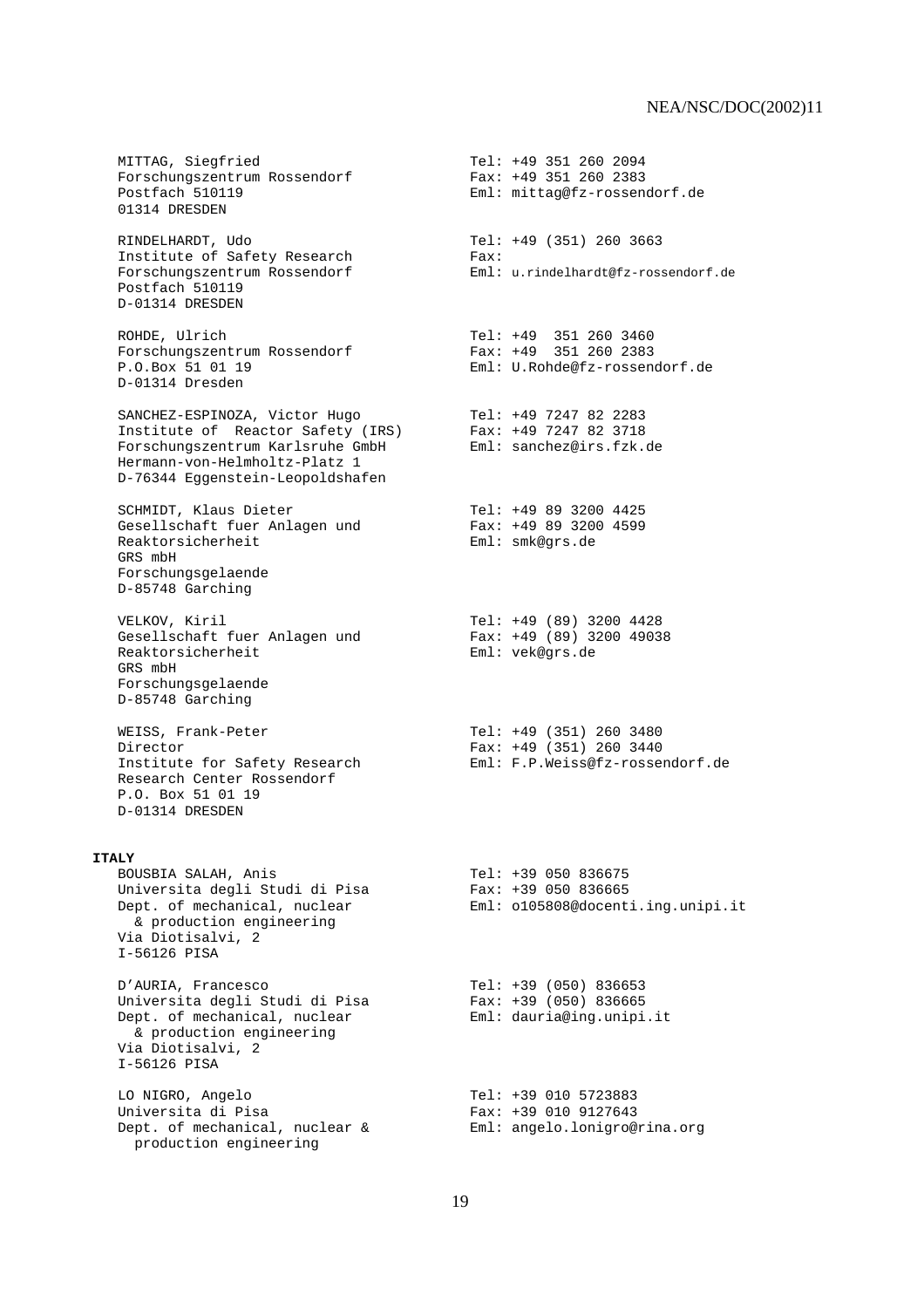MITTAG, Siegfried
Forschungszentrum Rossendorf
Postfach 510119
01314 DRESDEN

Tel: +49 351 260 2094
Fax: +49 351 260 2383
Eml: mittag@fz-rossendorf.de

RINDELHARDT, Udo
Institute of Safety Research
Forschungszentrum Rossendorf
Postfach 510119
D-01314 DRESDEN

Tel: +49 (351) 260 3663
Fax:
Eml: u.rindelhardt@fz-rossendorf.de

ROHDE, Ulrich
Forschungszentrum Rossendorf
P.O.Box 51 01 19
D-01314 Dresden

Tel: +49 351 260 3460
Fax: +49 351 260 2383
Eml: U.Rohde@fz-rossendorf.de

SANCHEZ-ESPINOZA, Victor Hugo
Institute of Reactor Safety (IRS)
Forschungszentrum Karlsruhe GmbH
Hermann-von-Helmholtz-Platz 1
D-76344 Eggenstein-Leopoldshafen

Tel: +49 7247 82 2283
Fax: +49 7247 82 3718
Eml: sanchez@irs.fzk.de

SCHMIDT, Klaus Dieter
Gesellschaft fuer Anlagen und Reaktorsicherheit
GRS mbH
Forschungsgelaende
D-85748 Garching

Tel: +49 89 3200 4425
Fax: +49 89 3200 4599
Eml: smk@grs.de

VELKOV, Kiril
Gesellschaft fuer Anlagen und Reaktorsicherheit
GRS mbH
Forschungsgelaende
D-85748 Garching

Tel: +49 (89) 3200 4428
Fax: +49 (89) 3200 49038
Eml: vek@grs.de

WEISS, Frank-Peter
Director
Institute for Safety Research
Research Center Rossendorf
P.O. Box 51 01 19
D-01314 DRESDEN

Tel: +49 (351) 260 3480
Fax: +49 (351) 260 3440
Eml: F.P.Weiss@fz-rossendorf.de

**ITALY**

BOUSBIA SALAH, Anis
Universita degli Studi di Pisa
Dept. of mechanical, nuclear & production engineering
Via Diotisalvi, 2
I-56126 PISA

Tel: +39 050 836675
Fax: +39 050 836665
Eml: o105808@docenti.ing.unipi.it

D'AURIA, Francesco
Universita degli Studi di Pisa
Dept. of mechanical, nuclear & production engineering
Via Diotisalvi, 2
I-56126 PISA

Tel: +39 (050) 836653
Fax: +39 (050) 836665
Eml: dauria@ing.unipi.it

LO NIGRO, Angelo
Universita di Pisa
Dept. of mechanical, nuclear & production engineering

Tel: +39 010 5723883
Fax: +39 010 9127643
Eml: angelo.lonigro@rina.org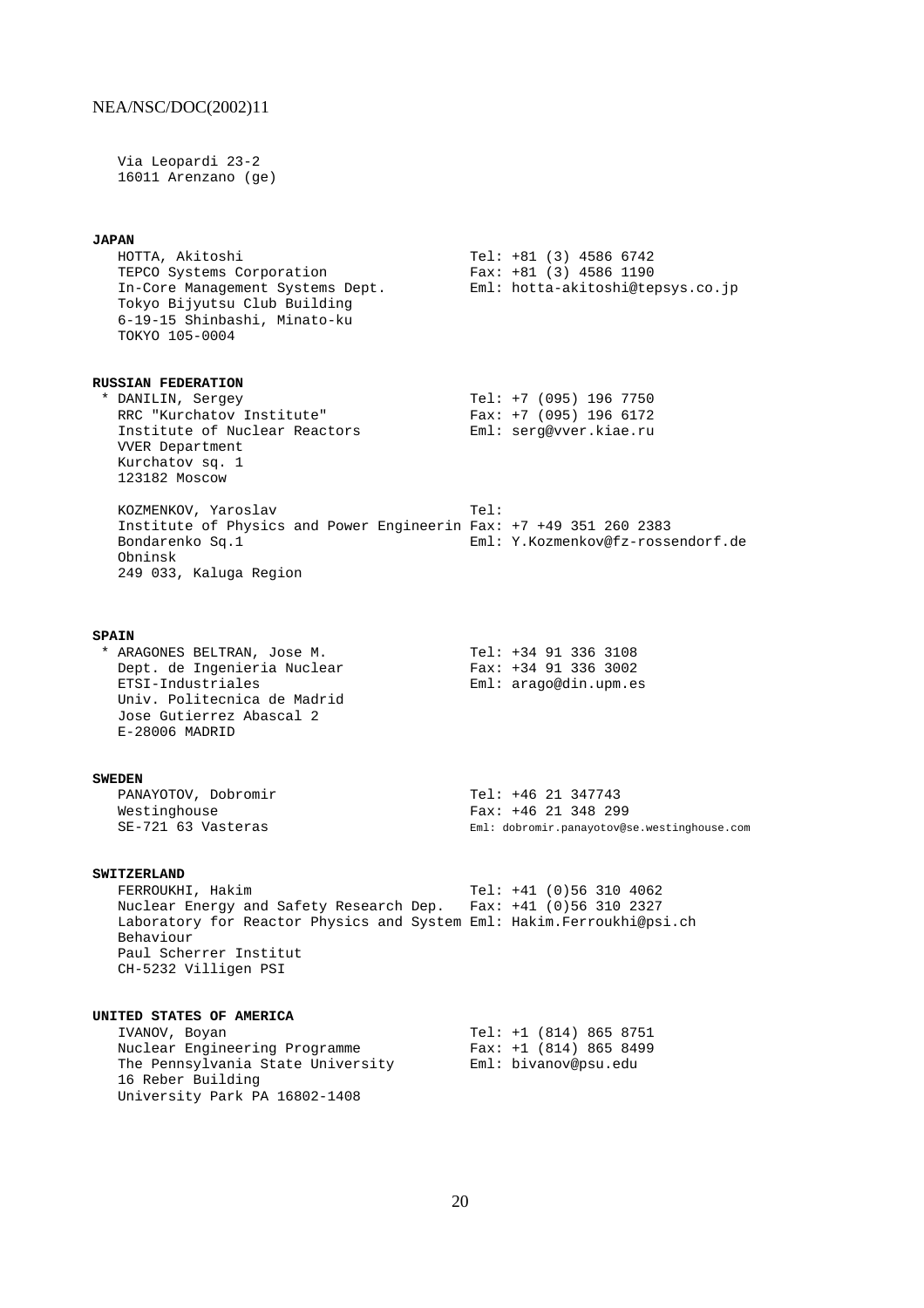Via Leopardi 23-2
16011 Arenzano (ge)

**JAPAN**

HOTTA, Akitoshi
TEPCO Systems Corporation
In-Core Management Systems Dept.
Tokyo Bijyutsu Club Building
6-19-15 Shinbashi, Minato-ku
TOKYO 105-0004

Tel: +81 (3) 4586 6742
Fax: +81 (3) 4586 1190
Eml: hotta-akitoshi@tepsys.co.jp

**RUSSIAN FEDERATION**

* DANILIN, Sergey
RRC "Kurchatov Institute"
Institute of Nuclear Reactors
VVER Department
Kurchatov sq. 1
123182 Moscow

Tel: +7 (095) 196 7750
Fax: +7 (095) 196 6172
Eml: serg@vver.kiae.ru

KOZMENKOV, Yaroslav
Institute of Physics and Power Engineerin
Bondarenko Sq.1
Obninsk
249 033, Kaluga Region

Tel:
Fax: +7 +49 351 260 2383
Eml: Y.Kozmenkov@fz-rossendorf.de

**SPAIN**

* ARAGONES BELTRAN, Jose M.
Dept. de Ingenieria Nuclear
ETSI-Industriales
Univ. Politecnica de Madrid
Jose Gutierrez Abascal 2
E-28006 MADRID

Tel: +34 91 336 3108
Fax: +34 91 336 3002
Eml: arago@din.upm.es

**SWEDEN**

PANAYOTOV, Dobromir
Westinghouse
SE-721 63 Vasteras

Tel: +46 21 347743
Fax: +46 21 348 299
Eml: dobromir.panayotov@se.westinghouse.com

**SWITZERLAND**

FERROUKHI, Hakim
Nuclear Energy and Safety Research Dep.
Laboratory for Reactor Physics and System Behaviour
Paul Scherrer Institut
CH-5232 Villigen PSI

Tel: +41 (0)56 310 4062
Fax: +41 (0)56 310 2327
Eml: Hakim.Ferroukhi@psi.ch

**UNITED STATES OF AMERICA**

IVANOV, Boyan
Nuclear Engineering Programme
The Pennsylvania State University
16 Reber Building
University Park PA 16802-1408

Tel: +1 (814) 865 8751
Fax: +1 (814) 865 8499
Eml: bivanov@psu.edu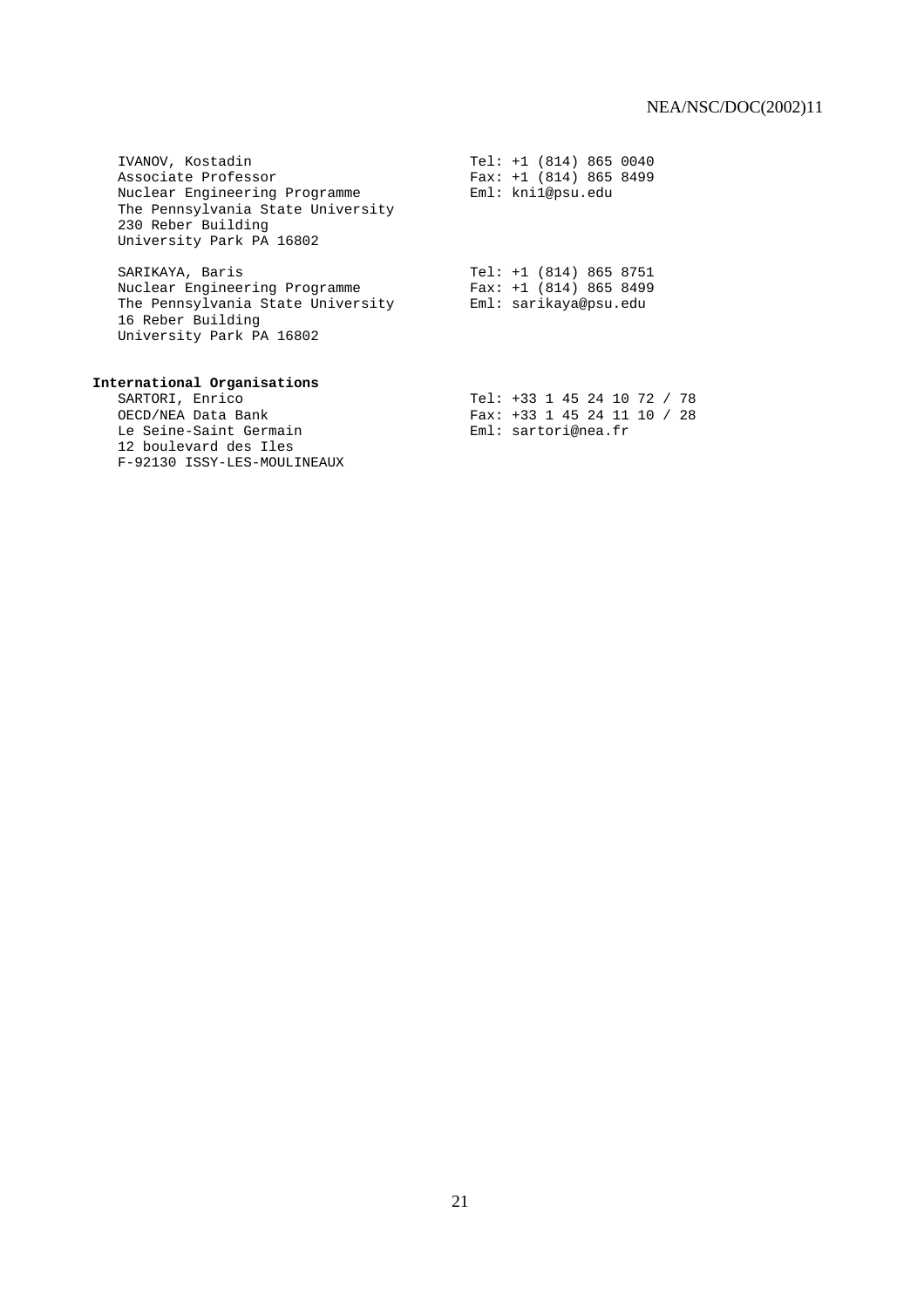IVANOV, Kostadin
Associate Professor
Nuclear Engineering Programme
The Pennsylvania State University
230 Reber Building
University Park PA 16802

Tel: +1 (814) 865 0040
Fax: +1 (814) 865 8499
Eml: kni1@psu.edu

SARIKAYA, Baris
Nuclear Engineering Programme
The Pennsylvania State University
16 Reber Building
University Park PA 16802

Tel: +1 (814) 865 8751
Fax: +1 (814) 865 8499
Eml: sarikaya@psu.edu

**International Organisations**

SARTORI, Enrico
OECD/NEA Data Bank
Le Seine-Saint Germain
12 boulevard des Iles
F-92130 ISSY-LES-MOULINEAUX

Tel: +33 1 45 24 10 72 / 78
Fax: +33 1 45 24 11 10 / 28
Eml: sartori@nea.fr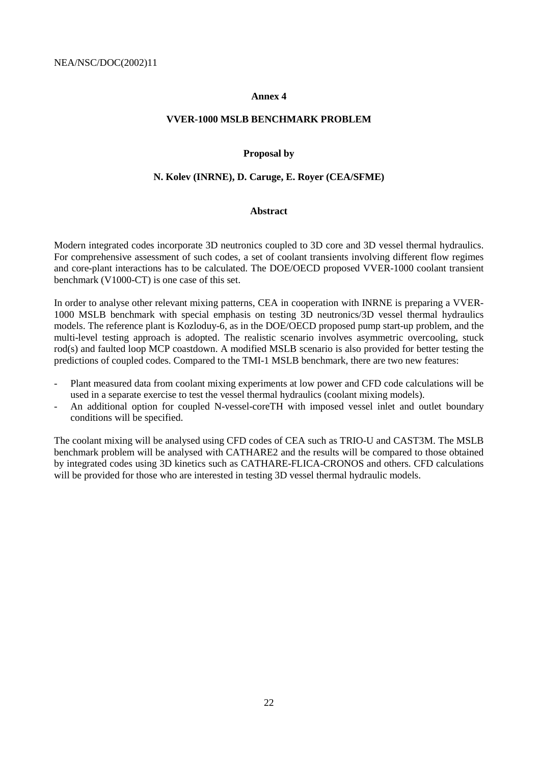# Annex 4

## VVER-1000 MSLB BENCHMARK PROBLEM

### Proposal by

### N. Kolev (INRNE), D. Caruge, E. Royer (CEA/SFME)

### Abstract

Modern integrated codes incorporate 3D neutronics coupled to 3D core and 3D vessel thermal hydraulics. For comprehensive assessment of such codes, a set of coolant transients involving different flow regimes and core-plant interactions has to be calculated. The DOE/OECD proposed VVER-1000 coolant transient benchmark (V1000-CT) is one case of this set.

In order to analyse other relevant mixing patterns, CEA in cooperation with INRNE is preparing a VVER-1000 MSLB benchmark with special emphasis on testing 3D neutronics/3D vessel thermal hydraulics models. The reference plant is Kozloduy-6, as in the DOE/OECD proposed pump start-up problem, and the multi-level testing approach is adopted. The realistic scenario involves asymmetric overcooling, stuck rod(s) and faulted loop MCP coastdown. A modified MSLB scenario is also provided for better testing the predictions of coupled codes. Compared to the TMI-1 MSLB benchmark, there are two new features:

- Plant measured data from coolant mixing experiments at low power and CFD code calculations will be used in a separate exercise to test the vessel thermal hydraulics (coolant mixing models).
- An additional option for coupled N-vessel-coreTH with imposed vessel inlet and outlet boundary conditions will be specified.

The coolant mixing will be analysed using CFD codes of CEA such as TRIO-U and CAST3M. The MSLB benchmark problem will be analysed with CATHARE2 and the results will be compared to those obtained by integrated codes using 3D kinetics such as CATHARE-FLICA-CRONOS and others. CFD calculations will be provided for those who are interested in testing 3D vessel thermal hydraulic models.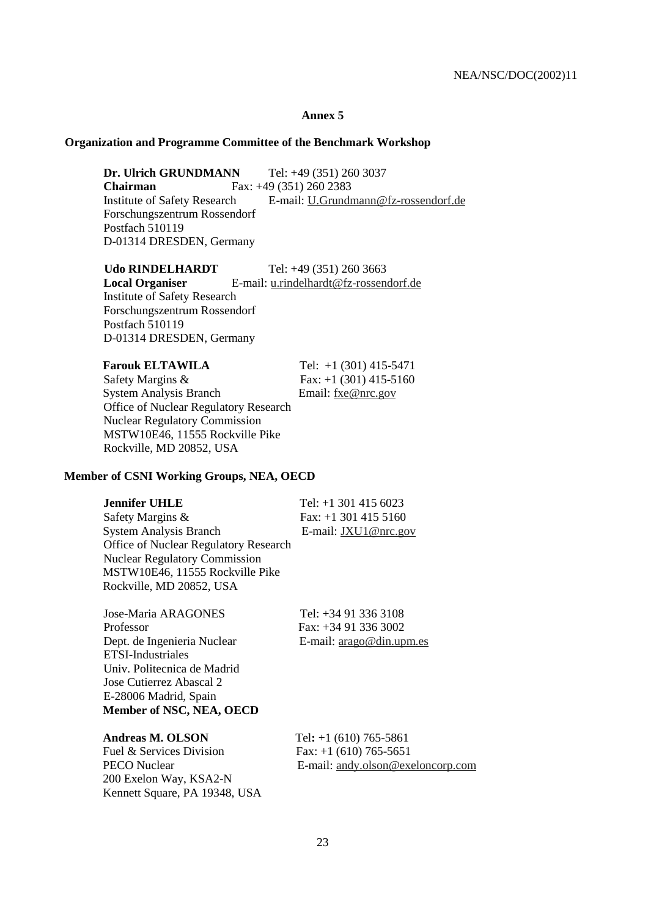**Annex 5**

**Organization and Programme Committee of the Benchmark Workshop**

**Dr. Ulrich GRUNDMANN** Tel: +49 (351) 260 3037
**Chairman** Fax: +49 (351) 260 2383
Institute of Safety Research E-mail: U.Grundmann@fz-rossendorf.de
Forschungszentrum Rossendorf
Postfach 510119
D-01314 DRESDEN, Germany

**Udo RINDELHARDT** Tel: +49 (351) 260 3663
**Local Organiser** E-mail: u.rindelhardt@fz-rossendorf.de
Institute of Safety Research
Forschungszentrum Rossendorf
Postfach 510119
D-01314 DRESDEN, Germany

**Farouk ELTAWILA** Tel: +1 (301) 415-5471
Safety Margins & Fax: +1 (301) 415-5160
System Analysis Branch Email: fxe@nrc.gov
Office of Nuclear Regulatory Research
Nuclear Regulatory Commission
MSTW10E46, 11555 Rockville Pike
Rockville, MD 20852, USA

**Member of CSNI Working Groups, NEA, OECD**

**Jennifer UHLE** Tel: +1 301 415 6023
Safety Margins & Fax: +1 301 415 5160
System Analysis Branch E-mail: JXU1@nrc.gov
Office of Nuclear Regulatory Research
Nuclear Regulatory Commission
MSTW10E46, 11555 Rockville Pike
Rockville, MD 20852, USA

Jose-Maria ARAGONES Tel: +34 91 336 3108
Professor Fax: +34 91 336 3002
Dept. de Ingenieria Nuclear E-mail: arago@din.upm.es
ETSI-Industriales
Univ. Politecnica de Madrid
Jose Cutierrez Abascal 2
E-28006 Madrid, Spain
**Member of NSC, NEA, OECD**

**Andreas M. OLSON** Tel: +1 (610) 765-5861
Fuel & Services Division Fax: +1 (610) 765-5651
PECO Nuclear E-mail: andy.olson@exeloncorp.com
200 Exelon Way, KSA2-N
Kennett Square, PA 19348, USA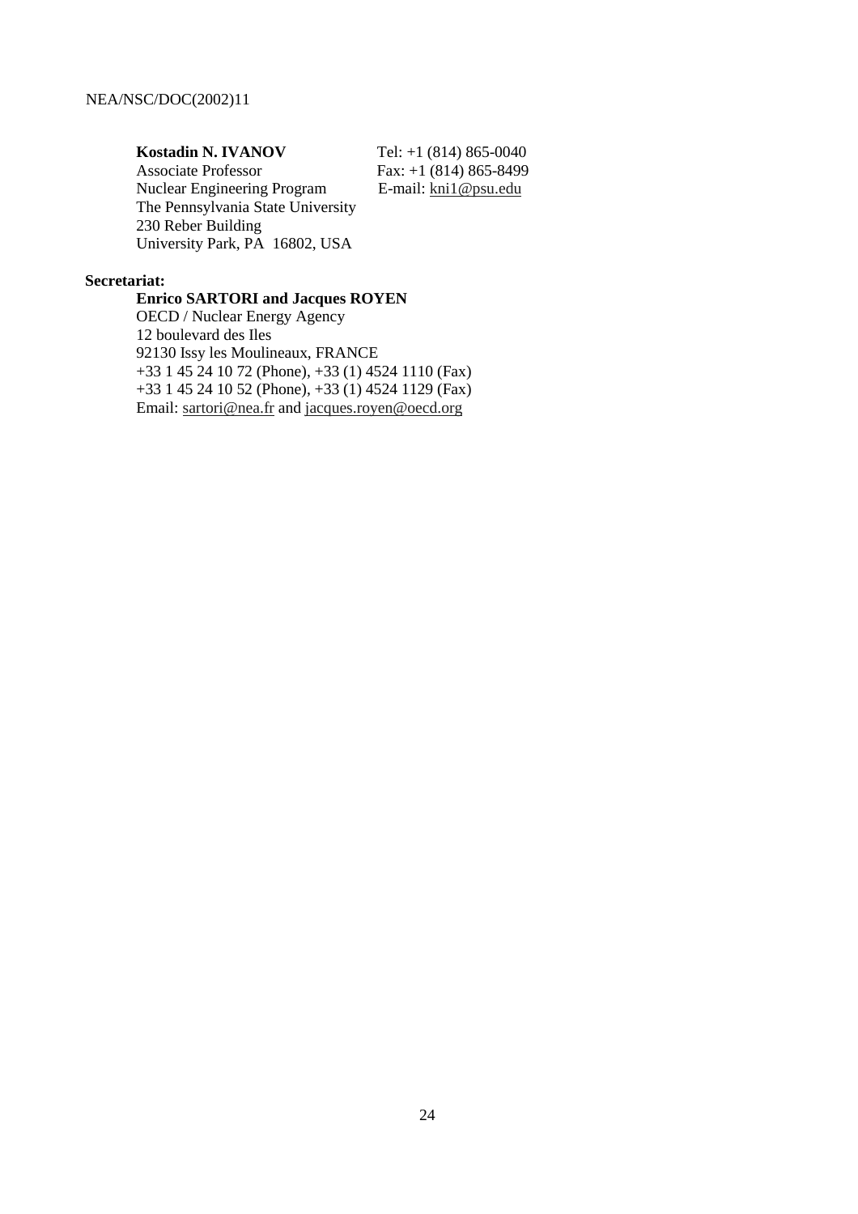**Kostadin N. IVANOV**
Associate Professor
Nuclear Engineering Program
The Pennsylvania State University
230 Reber Building
University Park, PA 16802, USA

Tel: +1 (814) 865-0040
Fax: +1 (814) 865-8499
E-mail: kni1@psu.edu

**Secretariat:**

**Enrico SARTORI and Jacques ROYEN**
OECD / Nuclear Energy Agency
12 boulevard des Iles
92130 Issy les Moulineaux, FRANCE
+33 1 45 24 10 72 (Phone), +33 (1) 4524 1110 (Fax)
+33 1 45 24 10 52 (Phone), +33 (1) 4524 1129 (Fax)
Email: sartori@nea.fr and jacques.royen@oecd.org